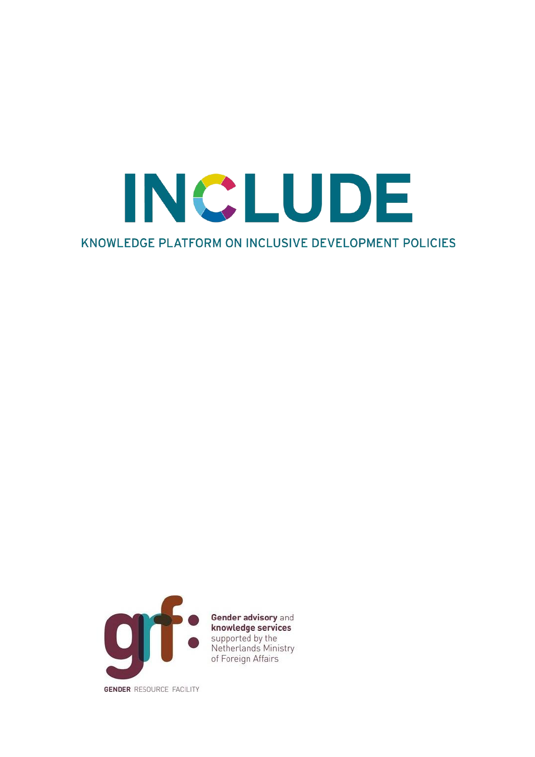# INCLUDE

KNOWLEDGE PLATFORM ON INCLUSIVE DEVELOPMENT POLICIES

**Gender advisory** and **knowledge services** supported by the Netherlands Ministry of Foreign Affairs

**GENDER** RESOURCE FACILITY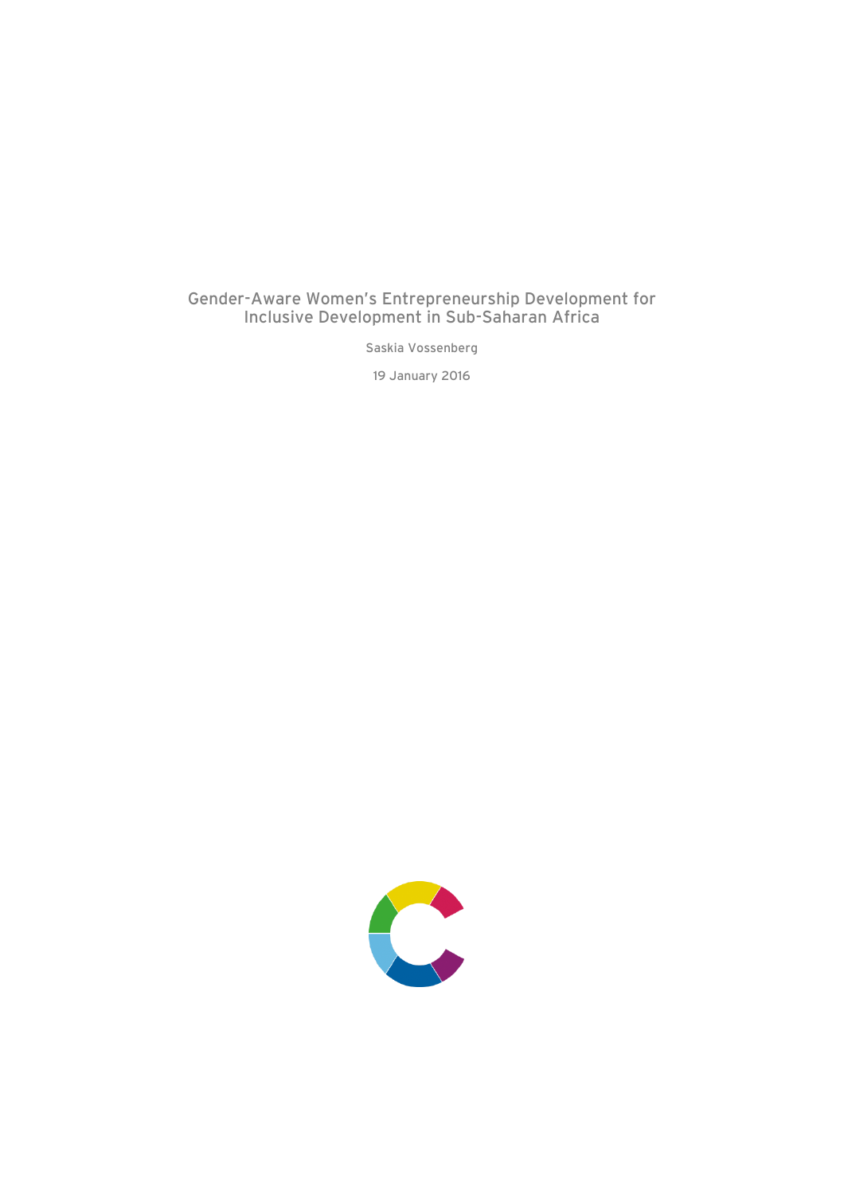# Gender-Aware Women's Entrepreneurship Development for Inclusive Development in Sub-Saharan Africa

Saskia Vossenberg

19 January 2016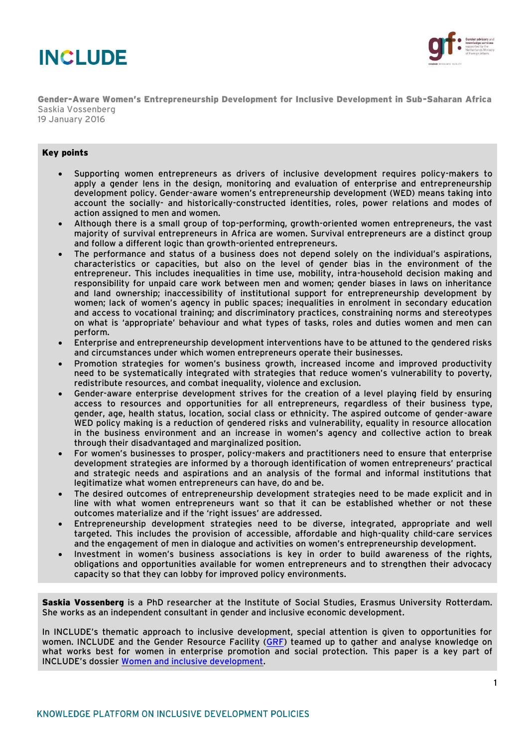# INCLUDE

**Gender-Aware Women's Entrepreneurship Development for Inclusive Development in Sub-Saharan Africa**
Saskia Vossenberg
19 January 2016

**Key points**

- Supporting women entrepreneurs as drivers of inclusive development requires policy-makers to apply a gender lens in the design, monitoring and evaluation of enterprise and entrepreneurship development policy. Gender-aware women's entrepreneurship development (WED) means taking into account the socially- and historically-constructed identities, roles, power relations and modes of action assigned to men and women.
- Although there is a small group of top-performing, growth-oriented women entrepreneurs, the vast majority of survival entrepreneurs in Africa are women. Survival entrepreneurs are a distinct group and follow a different logic than growth-oriented entrepreneurs.
- The performance and status of a business does not depend solely on the individual's aspirations, characteristics or capacities, but also on the level of gender bias in the environment of the entrepreneur. This includes inequalities in time use, mobility, intra-household decision making and responsibility for unpaid care work between men and women; gender biases in laws on inheritance and land ownership; inaccessibility of institutional support for entrepreneurship development by women; lack of women's agency in public spaces; inequalities in enrolment in secondary education and access to vocational training; and discriminatory practices, constraining norms and stereotypes on what is 'appropriate' behaviour and what types of tasks, roles and duties women and men can perform.
- Enterprise and entrepreneurship development interventions have to be attuned to the gendered risks and circumstances under which women entrepreneurs operate their businesses.
- Promotion strategies for women's business growth, increased income and improved productivity need to be systematically integrated with strategies that reduce women's vulnerability to poverty, redistribute resources, and combat inequality, violence and exclusion.
- Gender-aware enterprise development strives for the creation of a level playing field by ensuring access to resources and opportunities for all entrepreneurs, regardless of their business type, gender, age, health status, location, social class or ethnicity. The aspired outcome of gender-aware WED policy making is a reduction of gendered risks and vulnerability, equality in resource allocation in the business environment and an increase in women's agency and collective action to break through their disadvantaged and marginalized position.
- For women's businesses to prosper, policy-makers and practitioners need to ensure that enterprise development strategies are informed by a thorough identification of women entrepreneurs' practical and strategic needs and aspirations and an analysis of the formal and informal institutions that legitimize what women entrepreneurs can have, do and be.
- The desired outcomes of entrepreneurship development strategies need to be made explicit and in line with what women entrepreneurs want so that it can be established whether or not these outcomes materialize and if the 'right issues' are addressed.
- Entrepreneurship development strategies need to be diverse, integrated, appropriate and well targeted. This includes the provision of accessible, affordable and high-quality child-care services and the engagement of men in dialogue and activities on women's entrepreneurship development.
- Investment in women's business associations is key in order to build awareness of the rights, obligations and opportunities available for women entrepreneurs and to strengthen their advocacy capacity so that they can lobby for improved policy environments.

**Saskia Vossenberg** is a PhD researcher at the Institute of Social Studies, Erasmus University Rotterdam. She works as an independent consultant in gender and inclusive economic development.

In INCLUDE's thematic approach to inclusive development, special attention is given to opportunities for women. INCLUDE and the Gender Resource Facility (GRF) teamed up to gather and analyse knowledge on what works best for women in enterprise promotion and social protection. This paper is a key part of INCLUDE's dossier Women and inclusive development.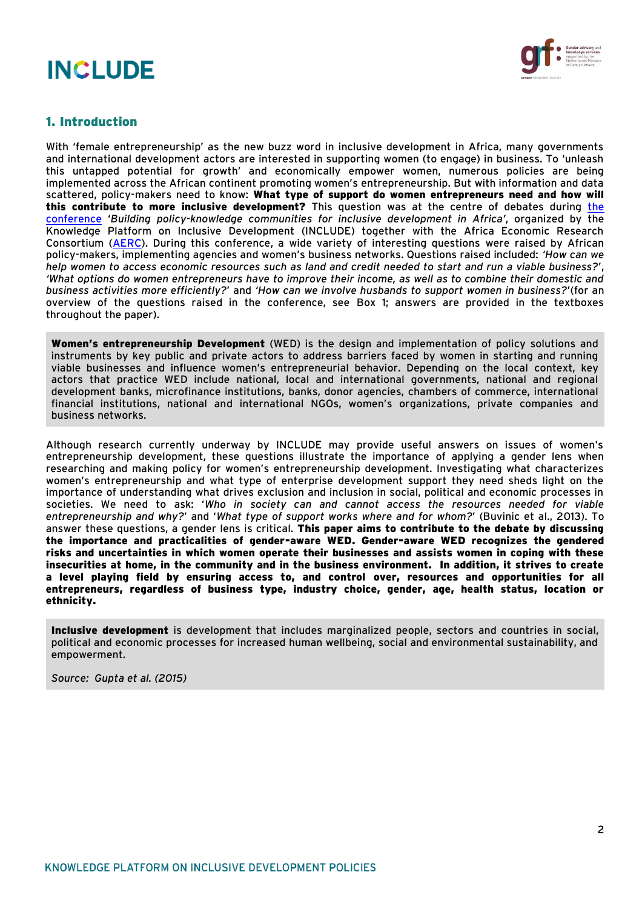## 1. Introduction

With 'female entrepreneurship' as the new buzz word in inclusive development in Africa, many governments and international development actors are interested in supporting women (to engage) in business. To 'unleash this untapped potential for growth' and economically empower women, numerous policies are being implemented across the African continent promoting women's entrepreneurship. But with information and data scattered, policy-makers need to know: **What type of support do women entrepreneurs need and how will this contribute to more inclusive development?** This question was at the centre of debates during the conference '*Building policy-knowledge communities for inclusive development in Africa*', organized by the Knowledge Platform on Inclusive Development (INCLUDE) together with the Africa Economic Research Consortium (AERC). During this conference, a wide variety of interesting questions were raised by African policy-makers, implementing agencies and women's business networks. Questions raised included: *'How can we help women to access economic resources such as land and credit needed to start and run a viable business?'*, *'What options do women entrepreneurs have to improve their income, as well as to combine their domestic and business activities more efficiently?'* and *'How can we involve husbands to support women in business?'*(for an overview of the questions raised in the conference, see Box 1; answers are provided in the textboxes throughout the paper).

> **Women's entrepreneurship Development** (WED) is the design and implementation of policy solutions and instruments by key public and private actors to address barriers faced by women in starting and running viable businesses and influence women's entrepreneurial behavior. Depending on the local context, key actors that practice WED include national, local and international governments, national and regional development banks, microfinance institutions, banks, donor agencies, chambers of commerce, international financial institutions, national and international NGOs, women's organizations, private companies and business networks.

Although research currently underway by INCLUDE may provide useful answers on issues of women's entrepreneurship development, these questions illustrate the importance of applying a gender lens when researching and making policy for women's entrepreneurship development. Investigating what characterizes women's entrepreneurship and what type of enterprise development support they need sheds light on the importance of understanding what drives exclusion and inclusion in social, political and economic processes in societies. We need to ask: '*Who in society can and cannot access the resources needed for viable entrepreneurship and why?*' and '*What type of support works where and for whom?*' (Buvinic et al., 2013). To answer these questions, a gender lens is critical. **This paper aims to contribute to the debate by discussing the importance and practicalities of gender-aware WED. Gender-aware WED recognizes the gendered risks and uncertainties in which women operate their businesses and assists women in coping with these insecurities at home, in the community and in the business environment. In addition, it strives to create a level playing field by ensuring access to, and control over, resources and opportunities for all entrepreneurs, regardless of business type, industry choice, gender, age, health status, location or ethnicity.**

> **Inclusive development** is development that includes marginalized people, sectors and countries in social, political and economic processes for increased human wellbeing, social and environmental sustainability, and empowerment.
>
> *Source: Gupta et al. (2015)*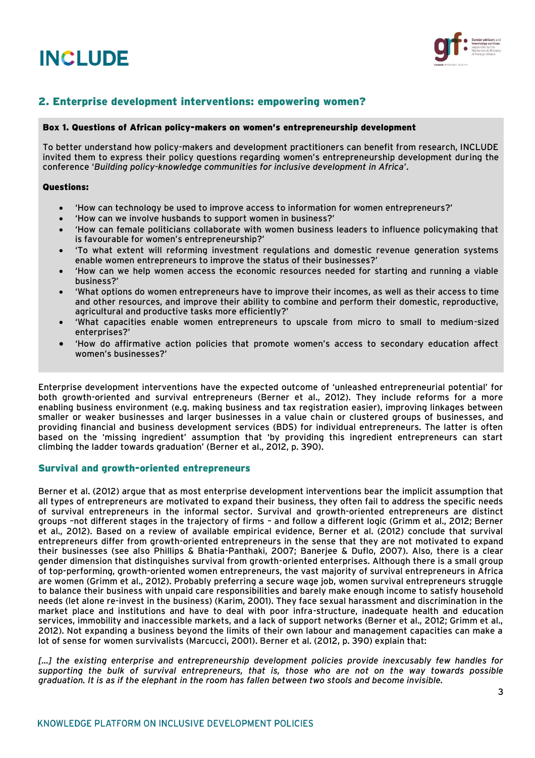## 2. Enterprise development interventions: empowering women?

**Box 1. Questions of African policy-makers on women's entrepreneurship development**

To better understand how policy-makers and development practitioners can benefit from research, INCLUDE invited them to express their policy questions regarding women's entrepreneurship development during the conference '*Building policy-knowledge communities for inclusive development in Africa*'.

**Questions:**

- 'How can technology be used to improve access to information for women entrepreneurs?'
- 'How can we involve husbands to support women in business?'
- 'How can female politicians collaborate with women business leaders to influence policymaking that is favourable for women's entrepreneurship?'
- 'To what extent will reforming investment regulations and domestic revenue generation systems enable women entrepreneurs to improve the status of their businesses?'
- 'How can we help women access the economic resources needed for starting and running a viable business?'
- 'What options do women entrepreneurs have to improve their incomes, as well as their access to time and other resources, and improve their ability to combine and perform their domestic, reproductive, agricultural and productive tasks more efficiently?'
- 'What capacities enable women entrepreneurs to upscale from micro to small to medium-sized enterprises?'
- 'How do affirmative action policies that promote women's access to secondary education affect women's businesses?'

Enterprise development interventions have the expected outcome of 'unleashed entrepreneurial potential' for both growth-oriented and survival entrepreneurs (Berner et al., 2012). They include reforms for a more enabling business environment (e.g. making business and tax registration easier), improving linkages between smaller or weaker businesses and larger businesses in a value chain or clustered groups of businesses, and providing financial and business development services (BDS) for individual entrepreneurs. The latter is often based on the 'missing ingredient' assumption that 'by providing this ingredient entrepreneurs can start climbing the ladder towards graduation' (Berner et al., 2012, p. 390).

### Survival and growth-oriented entrepreneurs

Berner et al. (2012) argue that as most enterprise development interventions bear the implicit assumption that all types of entrepreneurs are motivated to expand their business, they often fail to address the specific needs of survival entrepreneurs in the informal sector. Survival and growth-oriented entrepreneurs are distinct groups –not different stages in the trajectory of firms – and follow a different logic (Grimm et al., 2012; Berner et al., 2012). Based on a review of available empirical evidence, Berner et al. (2012) conclude that survival entrepreneurs differ from growth-oriented entrepreneurs in the sense that they are not motivated to expand their businesses (see also Phillips & Bhatia-Panthaki, 2007; Banerjee & Duflo, 2007). Also, there is a clear gender dimension that distinguishes survival from growth-oriented enterprises. Although there is a small group of top-performing, growth-oriented women entrepreneurs, the vast majority of survival entrepreneurs in Africa are women (Grimm et al., 2012). Probably preferring a secure wage job, women survival entrepreneurs struggle to balance their business with unpaid care responsibilities and barely make enough income to satisfy household needs (let alone re-invest in the business) (Karim, 2001). They face sexual harassment and discrimination in the market place and institutions and have to deal with poor infra-structure, inadequate health and education services, immobility and inaccessible markets, and a lack of support networks (Berner et al., 2012; Grimm et al., 2012). Not expanding a business beyond the limits of their own labour and management capacities can make a lot of sense for women survivalists (Marcucci, 2001). Berner et al. (2012, p. 390) explain that:

*[...] the existing enterprise and entrepreneurship development policies provide inexcusably few handles for supporting the bulk of survival entrepreneurs, that is, those who are not on the way towards possible graduation. It is as if the elephant in the room has fallen between two stools and become invisible.*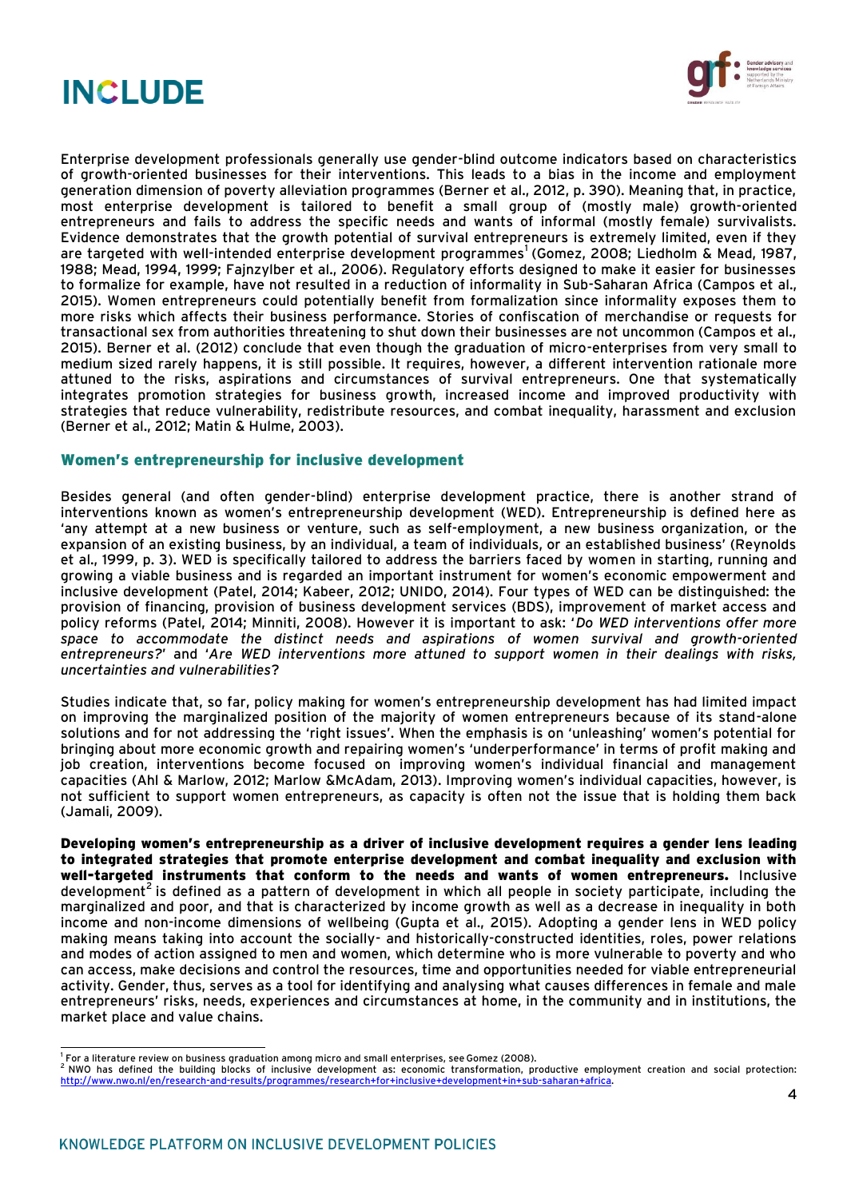Enterprise development professionals generally use gender-blind outcome indicators based on characteristics of growth-oriented businesses for their interventions. This leads to a bias in the income and employment generation dimension of poverty alleviation programmes (Berner et al., 2012, p. 390). Meaning that, in practice, most enterprise development is tailored to benefit a small group of (mostly male) growth-oriented entrepreneurs and fails to address the specific needs and wants of informal (mostly female) survivalists. Evidence demonstrates that the growth potential of survival entrepreneurs is extremely limited, even if they are targeted with well-intended enterprise development programmes[1] (Gomez, 2008; Liedholm & Mead, 1987, 1988; Mead, 1994, 1999; Fajnzylber et al., 2006). Regulatory efforts designed to make it easier for businesses to formalize for example, have not resulted in a reduction of informality in Sub-Saharan Africa (Campos et al., 2015). Women entrepreneurs could potentially benefit from formalization since informality exposes them to more risks which affects their business performance. Stories of confiscation of merchandise or requests for transactional sex from authorities threatening to shut down their businesses are not uncommon (Campos et al., 2015). Berner et al. (2012) conclude that even though the graduation of micro-enterprises from very small to medium sized rarely happens, it is still possible. It requires, however, a different intervention rationale more attuned to the risks, aspirations and circumstances of survival entrepreneurs. One that systematically integrates promotion strategies for business growth, increased income and improved productivity with strategies that reduce vulnerability, redistribute resources, and combat inequality, harassment and exclusion (Berner et al., 2012; Matin & Hulme, 2003).

## Women's entrepreneurship for inclusive development

Besides general (and often gender-blind) enterprise development practice, there is another strand of interventions known as women's entrepreneurship development (WED). Entrepreneurship is defined here as 'any attempt at a new business or venture, such as self-employment, a new business organization, or the expansion of an existing business, by an individual, a team of individuals, or an established business' (Reynolds et al., 1999, p. 3). WED is specifically tailored to address the barriers faced by women in starting, running and growing a viable business and is regarded an important instrument for women's economic empowerment and inclusive development (Patel, 2014; Kabeer, 2012; UNIDO, 2014). Four types of WED can be distinguished: the provision of financing, provision of business development services (BDS), improvement of market access and policy reforms (Patel, 2014; Minniti, 2008). However it is important to ask: '*Do WED interventions offer more space to accommodate the distinct needs and aspirations of women survival and growth-oriented entrepreneurs?*' and '*Are WED interventions more attuned to support women in their dealings with risks, uncertainties and vulnerabilities*?

Studies indicate that, so far, policy making for women's entrepreneurship development has had limited impact on improving the marginalized position of the majority of women entrepreneurs because of its stand-alone solutions and for not addressing the 'right issues'. When the emphasis is on 'unleashing' women's potential for bringing about more economic growth and repairing women's 'underperformance' in terms of profit making and job creation, interventions become focused on improving women's individual financial and management capacities (Ahl & Marlow, 2012; Marlow &McAdam, 2013). Improving women's individual capacities, however, is not sufficient to support women entrepreneurs, as capacity is often not the issue that is holding them back (Jamali, 2009).

**Developing women's entrepreneurship as a driver of inclusive development requires a gender lens leading to integrated strategies that promote enterprise development and combat inequality and exclusion with well-targeted instruments that conform to the needs and wants of women entrepreneurs.** Inclusive development[2] is defined as a pattern of development in which all people in society participate, including the marginalized and poor, and that is characterized by income growth as well as a decrease in inequality in both income and non-income dimensions of wellbeing (Gupta et al., 2015). Adopting a gender lens in WED policy making means taking into account the socially- and historically-constructed identities, roles, power relations and modes of action assigned to men and women, which determine who is more vulnerable to poverty and who can access, make decisions and control the resources, time and opportunities needed for viable entrepreneurial activity. Gender, thus, serves as a tool for identifying and analysing what causes differences in female and male entrepreneurs' risks, needs, experiences and circumstances at home, in the community and in institutions, the market place and value chains.

---

[1] For a literature review on business graduation among micro and small enterprises, see Gomez (2008).

[2] NWO has defined the building blocks of inclusive development as: economic transformation, productive employment creation and social protection: http://www.nwo.nl/en/research-and-results/programmes/research+for+inclusive+development+in+sub-saharan+africa.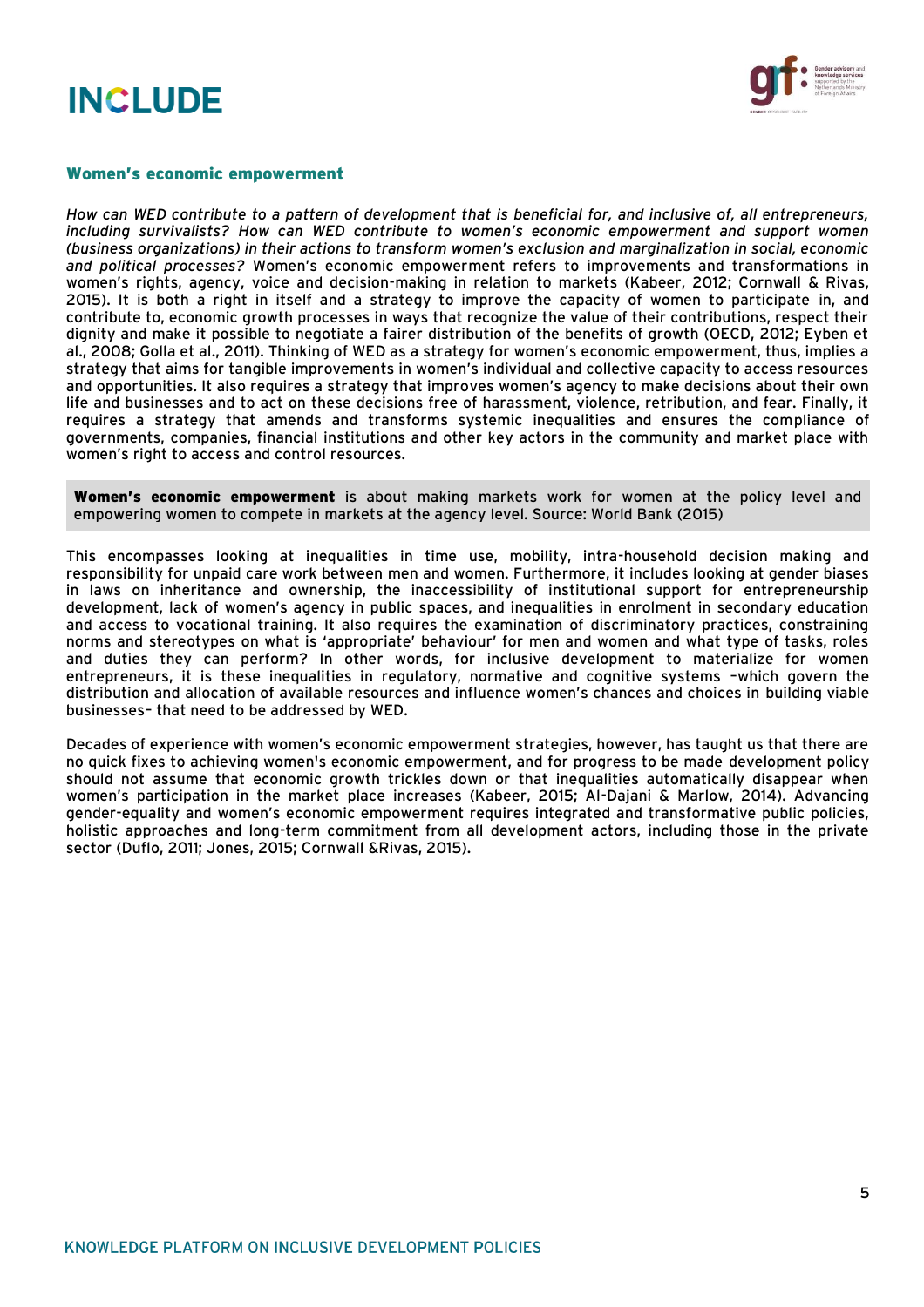### Women's economic empowerment

*How can WED contribute to a pattern of development that is beneficial for, and inclusive of, all entrepreneurs, including survivalists? How can WED contribute to women's economic empowerment and support women (business organizations) in their actions to transform women's exclusion and marginalization in social, economic and political processes?* Women's economic empowerment refers to improvements and transformations in women's rights, agency, voice and decision-making in relation to markets (Kabeer, 2012; Cornwall & Rivas, 2015). It is both a right in itself and a strategy to improve the capacity of women to participate in, and contribute to, economic growth processes in ways that recognize the value of their contributions, respect their dignity and make it possible to negotiate a fairer distribution of the benefits of growth (OECD, 2012; Eyben et al., 2008; Golla et al., 2011). Thinking of WED as a strategy for women's economic empowerment, thus, implies a strategy that aims for tangible improvements in women's individual and collective capacity to access resources and opportunities. It also requires a strategy that improves women's agency to make decisions about their own life and businesses and to act on these decisions free of harassment, violence, retribution, and fear. Finally, it requires a strategy that amends and transforms systemic inequalities and ensures the compliance of governments, companies, financial institutions and other key actors in the community and market place with women's right to access and control resources.

> **Women's economic empowerment** is about making markets work for women at the policy level and empowering women to compete in markets at the agency level. Source: World Bank (2015)

This encompasses looking at inequalities in time use, mobility, intra-household decision making and responsibility for unpaid care work between men and women. Furthermore, it includes looking at gender biases in laws on inheritance and ownership, the inaccessibility of institutional support for entrepreneurship development, lack of women's agency in public spaces, and inequalities in enrolment in secondary education and access to vocational training. It also requires the examination of discriminatory practices, constraining norms and stereotypes on what is 'appropriate' behaviour' for men and women and what type of tasks, roles and duties they can perform? In other words, for inclusive development to materialize for women entrepreneurs, it is these inequalities in regulatory, normative and cognitive systems –which govern the distribution and allocation of available resources and influence women's chances and choices in building viable businesses– that need to be addressed by WED.

Decades of experience with women's economic empowerment strategies, however, has taught us that there are no quick fixes to achieving women's economic empowerment, and for progress to be made development policy should not assume that economic growth trickles down or that inequalities automatically disappear when women's participation in the market place increases (Kabeer, 2015; Al-Dajani & Marlow, 2014). Advancing gender-equality and women's economic empowerment requires integrated and transformative public policies, holistic approaches and long-term commitment from all development actors, including those in the private sector (Duflo, 2011; Jones, 2015; Cornwall &Rivas, 2015).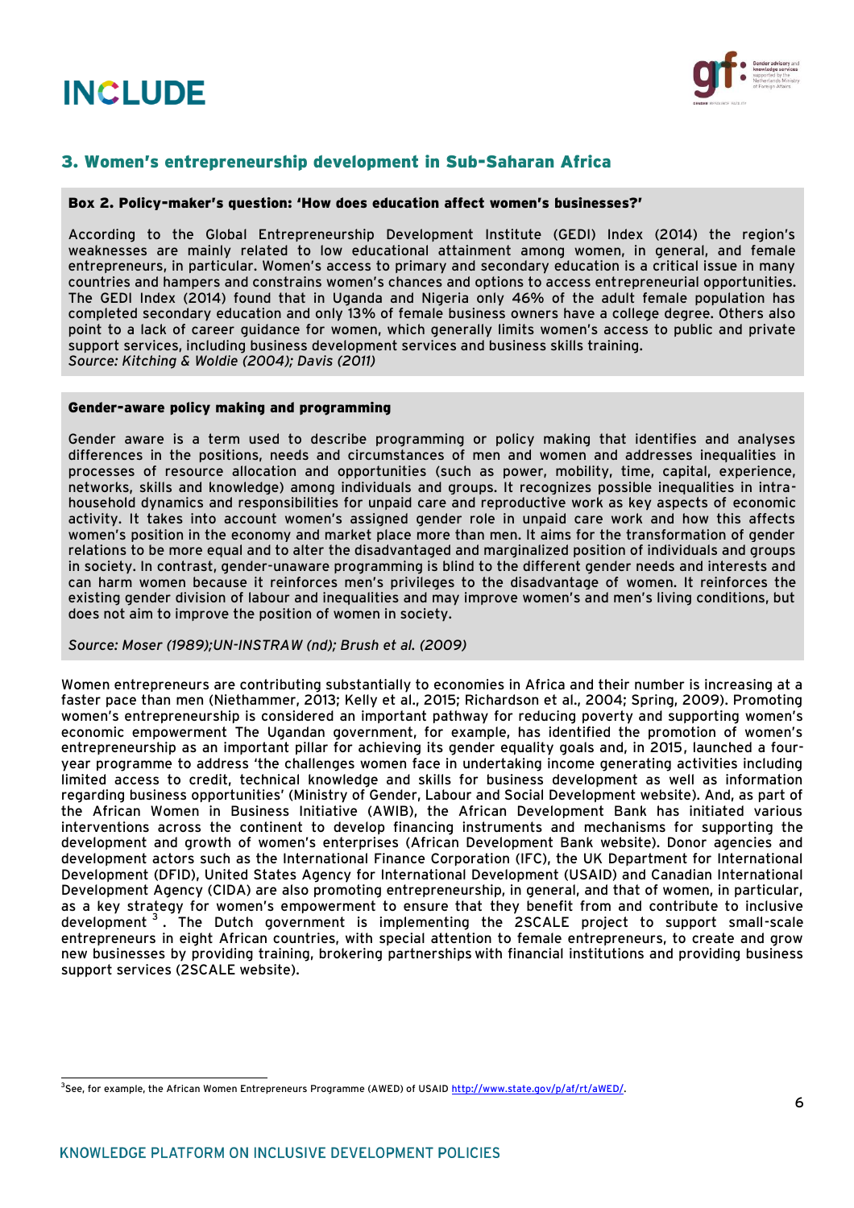## 3. Women's entrepreneurship development in Sub-Saharan Africa

**Box 2. Policy-maker's question: 'How does education affect women's businesses?'**

According to the Global Entrepreneurship Development Institute (GEDI) Index (2014) the region's weaknesses are mainly related to low educational attainment among women, in general, and female entrepreneurs, in particular. Women's access to primary and secondary education is a critical issue in many countries and hampers and constrains women's chances and options to access entrepreneurial opportunities. The GEDI Index (2014) found that in Uganda and Nigeria only 46% of the adult female population has completed secondary education and only 13% of female business owners have a college degree. Others also point to a lack of career guidance for women, which generally limits women's access to public and private support services, including business development services and business skills training.
*Source: Kitching & Woldie (2004); Davis (2011)*

**Gender-aware policy making and programming**

Gender aware is a term used to describe programming or policy making that identifies and analyses differences in the positions, needs and circumstances of men and women and addresses inequalities in processes of resource allocation and opportunities (such as power, mobility, time, capital, experience, networks, skills and knowledge) among individuals and groups. It recognizes possible inequalities in intra-household dynamics and responsibilities for unpaid care and reproductive work as key aspects of economic activity. It takes into account women's assigned gender role in unpaid care work and how this affects women's position in the economy and market place more than men. It aims for the transformation of gender relations to be more equal and to alter the disadvantaged and marginalized position of individuals and groups in society. In contrast, gender-unaware programming is blind to the different gender needs and interests and can harm women because it reinforces men's privileges to the disadvantage of women. It reinforces the existing gender division of labour and inequalities and may improve women's and men's living conditions, but does not aim to improve the position of women in society.

*Source: Moser (1989);UN-INSTRAW (nd); Brush et al. (2009)*

Women entrepreneurs are contributing substantially to economies in Africa and their number is increasing at a faster pace than men (Niethammer, 2013; Kelly et al., 2015; Richardson et al., 2004; Spring, 2009). Promoting women's entrepreneurship is considered an important pathway for reducing poverty and supporting women's economic empowerment The Ugandan government, for example, has identified the promotion of women's entrepreneurship as an important pillar for achieving its gender equality goals and, in 2015, launched a four-year programme to address 'the challenges women face in undertaking income generating activities including limited access to credit, technical knowledge and skills for business development as well as information regarding business opportunities' (Ministry of Gender, Labour and Social Development website). And, as part of the African Women in Business Initiative (AWIB), the African Development Bank has initiated various interventions across the continent to develop financing instruments and mechanisms for supporting the development and growth of women's enterprises (African Development Bank website). Donor agencies and development actors such as the International Finance Corporation (IFC), the UK Department for International Development (DFID), United States Agency for International Development (USAID) and Canadian International Development Agency (CIDA) are also promoting entrepreneurship, in general, and that of women, in particular, as a key strategy for women's empowerment to ensure that they benefit from and contribute to inclusive development [3]. The Dutch government is implementing the 2SCALE project to support small-scale entrepreneurs in eight African countries, with special attention to female entrepreneurs, to create and grow new businesses by providing training, brokering partnerships with financial institutions and providing business support services (2SCALE website).

[3] See, for example, the African Women Entrepreneurs Programme (AWED) of USAID http://www.state.gov/p/af/rt/aWED/.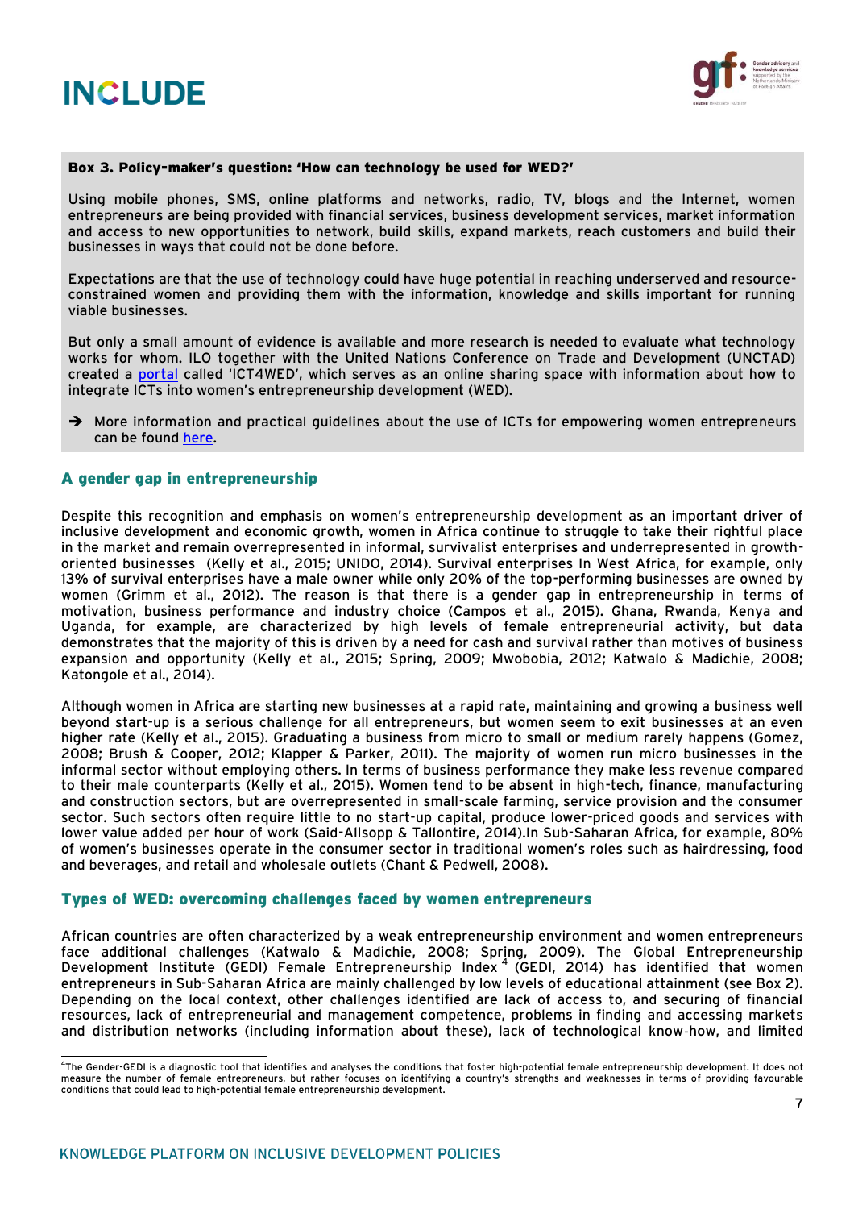**Box 3. Policy-maker's question: 'How can technology be used for WED?'**

Using mobile phones, SMS, online platforms and networks, radio, TV, blogs and the Internet, women entrepreneurs are being provided with financial services, business development services, market information and access to new opportunities to network, build skills, expand markets, reach customers and build their businesses in ways that could not be done before.

Expectations are that the use of technology could have huge potential in reaching underserved and resource-constrained women and providing them with the information, knowledge and skills important for running viable businesses.

But only a small amount of evidence is available and more research is needed to evaluate what technology works for whom. ILO together with the United Nations Conference on Trade and Development (UNCTAD) created a portal called 'ICT4WED', which serves as an online sharing space with information about how to integrate ICTs into women's entrepreneurship development (WED).

→ More information and practical guidelines about the use of ICTs for empowering women entrepreneurs can be found here.

## A gender gap in entrepreneurship

Despite this recognition and emphasis on women's entrepreneurship development as an important driver of inclusive development and economic growth, women in Africa continue to struggle to take their rightful place in the market and remain overrepresented in informal, survivalist enterprises and underrepresented in growth-oriented businesses (Kelly et al., 2015; UNIDO, 2014). Survival enterprises In West Africa, for example, only 13% of survival enterprises have a male owner while only 20% of the top-performing businesses are owned by women (Grimm et al., 2012). The reason is that there is a gender gap in entrepreneurship in terms of motivation, business performance and industry choice (Campos et al., 2015). Ghana, Rwanda, Kenya and Uganda, for example, are characterized by high levels of female entrepreneurial activity, but data demonstrates that the majority of this is driven by a need for cash and survival rather than motives of business expansion and opportunity (Kelly et al., 2015; Spring, 2009; Mwobobia, 2012; Katwalo & Madichie, 2008; Katongole et al., 2014).

Although women in Africa are starting new businesses at a rapid rate, maintaining and growing a business well beyond start-up is a serious challenge for all entrepreneurs, but women seem to exit businesses at an even higher rate (Kelly et al., 2015). Graduating a business from micro to small or medium rarely happens (Gomez, 2008; Brush & Cooper, 2012; Klapper & Parker, 2011). The majority of women run micro businesses in the informal sector without employing others. In terms of business performance they make less revenue compared to their male counterparts (Kelly et al., 2015). Women tend to be absent in high-tech, finance, manufacturing and construction sectors, but are overrepresented in small-scale farming, service provision and the consumer sector. Such sectors often require little to no start-up capital, produce lower-priced goods and services with lower value added per hour of work (Said-Allsopp & Tallontire, 2014).In Sub-Saharan Africa, for example, 80% of women's businesses operate in the consumer sector in traditional women's roles such as hairdressing, food and beverages, and retail and wholesale outlets (Chant & Pedwell, 2008).

## Types of WED: overcoming challenges faced by women entrepreneurs

African countries are often characterized by a weak entrepreneurship environment and women entrepreneurs face additional challenges (Katwalo & Madichie, 2008; Spring, 2009). The Global Entrepreneurship Development Institute (GEDI) Female Entrepreneurship Index [4] (GEDI, 2014) has identified that women entrepreneurs in Sub-Saharan Africa are mainly challenged by low levels of educational attainment (see Box 2). Depending on the local context, other challenges identified are lack of access to, and securing of financial resources, lack of entrepreneurial and management competence, problems in finding and accessing markets and distribution networks (including information about these), lack of technological know-how, and limited

[4] The Gender-GEDI is a diagnostic tool that identifies and analyses the conditions that foster high-potential female entrepreneurship development. It does not measure the number of female entrepreneurs, but rather focuses on identifying a country's strengths and weaknesses in terms of providing favourable conditions that could lead to high-potential female entrepreneurship development.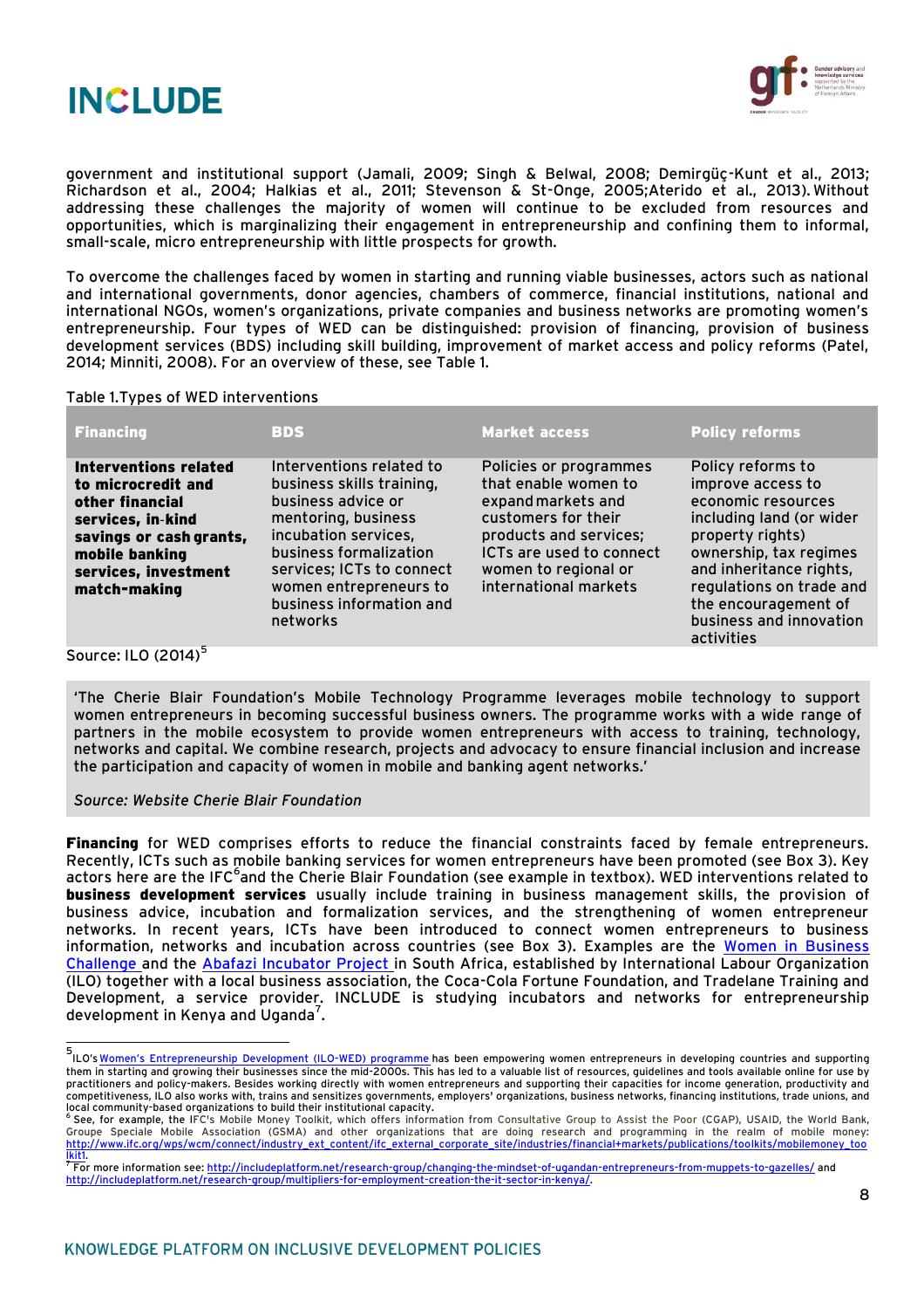government and institutional support (Jamali, 2009; Singh & Belwal, 2008; Demirgüç-Kunt et al., 2013; Richardson et al., 2004; Halkias et al., 2011; Stevenson & St-Onge, 2005;Aterido et al., 2013). Without addressing these challenges the majority of women will continue to be excluded from resources and opportunities, which is marginalizing their engagement in entrepreneurship and confining them to informal, small-scale, micro entrepreneurship with little prospects for growth.

To overcome the challenges faced by women in starting and running viable businesses, actors such as national and international governments, donor agencies, chambers of commerce, financial institutions, national and international NGOs, women's organizations, private companies and business networks are promoting women's entrepreneurship. Four types of WED can be distinguished: provision of financing, provision of business development services (BDS) including skill building, improvement of market access and policy reforms (Patel, 2014; Minniti, 2008). For an overview of these, see Table 1.

Table 1.Types of WED interventions

| Financing | BDS | Market access | Policy reforms |
|---|---|---|---|
| **Interventions related to microcredit and other financial services, in-kind savings or cash grants, mobile banking services, investment match-making** | Interventions related to business skills training, business advice or mentoring, business incubation services, business formalization services; ICTs to connect women entrepreneurs to business information and networks | Policies or programmes that enable women to expand markets and customers for their products and services; ICTs are used to connect women to regional or international markets | Policy reforms to improve access to economic resources including land (or wider property rights) ownership, tax regimes and inheritance rights, regulations on trade and the encouragement of business and innovation activities |

Source: ILO (2014)[5]

> 'The Cherie Blair Foundation's Mobile Technology Programme leverages mobile technology to support women entrepreneurs in becoming successful business owners. The programme works with a wide range of partners in the mobile ecosystem to provide women entrepreneurs with access to training, technology, networks and capital. We combine research, projects and advocacy to ensure financial inclusion and increase the participation and capacity of women in mobile and banking agent networks.'
>
> *Source: Website Cherie Blair Foundation*

**Financing** for WED comprises efforts to reduce the financial constraints faced by female entrepreneurs. Recently, ICTs such as mobile banking services for women entrepreneurs have been promoted (see Box 3). Key actors here are the IFC[6] and the Cherie Blair Foundation (see example in textbox). WED interventions related to **business development services** usually include training in business management skills, the provision of business advice, incubation and formalization services, and the strengthening of women entrepreneur networks. In recent years, ICTs have been introduced to connect women entrepreneurs to business information, networks and incubation across countries (see Box 3). Examples are the Women in Business Challenge and the Abafazi Incubator Project in South Africa, established by International Labour Organization (ILO) together with a local business association, the Coca-Cola Fortune Foundation, and Tradelane Training and Development, a service provider. INCLUDE is studying incubators and networks for entrepreneurship development in Kenya and Uganda[7].

---

[5] ILO's Women's Entrepreneurship Development (ILO-WED) programme has been empowering women entrepreneurs in developing countries and supporting them in starting and growing their businesses since the mid-2000s. This has led to a valuable list of resources, guidelines and tools available online for use by practitioners and policy-makers. Besides working directly with women entrepreneurs and supporting their capacities for income generation, productivity and competitiveness, ILO also works with, trains and sensitizes governments, employers' organizations, business networks, financing institutions, trade unions, and local community-based organizations to build their institutional capacity.

[6] See, for example, the IFC's Mobile Money Toolkit, which offers information from Consultative Group to Assist the Poor (CGAP), USAID, the World Bank, Groupe Speciale Mobile Association (GSMA) and other organizations that are doing research and programming in the realm of mobile money: http://www.ifc.org/wps/wcm/connect/industry_ext_content/ifc_external_corporate_site/industries/financial+markets/publications/toolkits/mobilemoney_toolkit1.

[7] For more information see: http://includeplatform.net/research-group/changing-the-mindset-of-ugandan-entrepreneurs-from-muppets-to-gazelles/ and http://includeplatform.net/research-group/multipliers-for-employment-creation-the-it-sector-in-kenya/.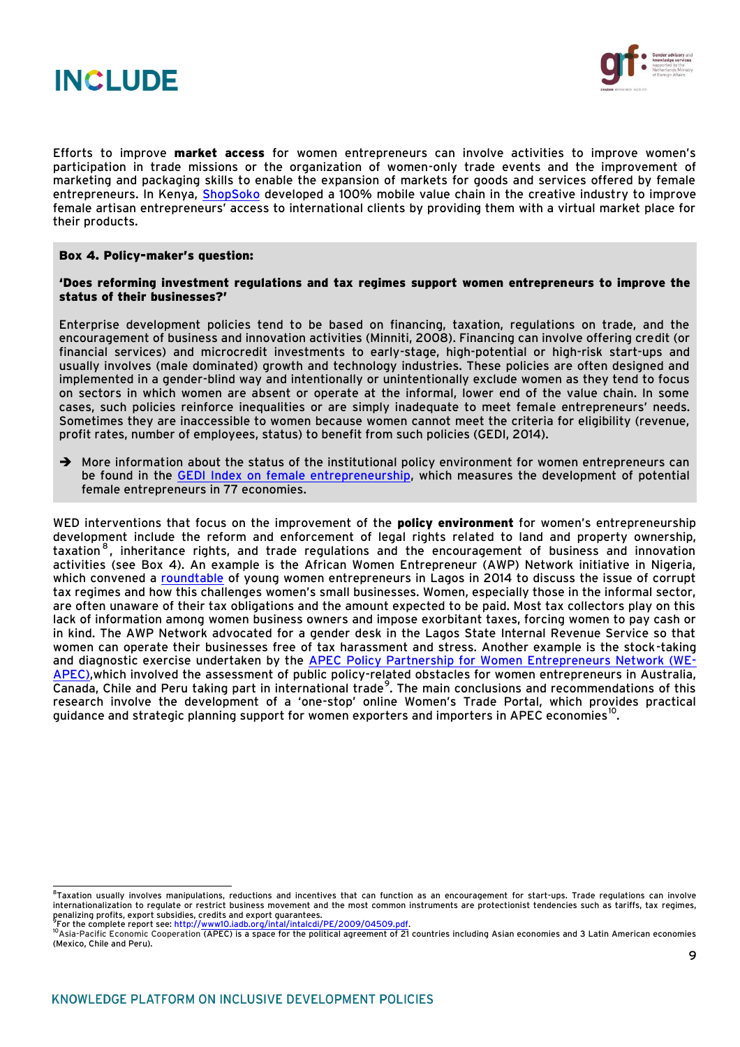Efforts to improve **market access** for women entrepreneurs can involve activities to improve women's participation in trade missions or the organization of women-only trade events and the improvement of marketing and packaging skills to enable the expansion of markets for goods and services offered by female entrepreneurs. In Kenya, ShopSoko developed a 100% mobile value chain in the creative industry to improve female artisan entrepreneurs' access to international clients by providing them with a virtual market place for their products.

> **Box 4. Policy-maker's question:**
>
> **'Does reforming investment regulations and tax regimes support women entrepreneurs to improve the status of their businesses?'**
>
> Enterprise development policies tend to be based on financing, taxation, regulations on trade, and the encouragement of business and innovation activities (Minniti, 2008). Financing can involve offering credit (or financial services) and microcredit investments to early-stage, high-potential or high-risk start-ups and usually involves (male dominated) growth and technology industries. These policies are often designed and implemented in a gender-blind way and intentionally or unintentionally exclude women as they tend to focus on sectors in which women are absent or operate at the informal, lower end of the value chain. In some cases, such policies reinforce inequalities or are simply inadequate to meet female entrepreneurs' needs. Sometimes they are inaccessible to women because women cannot meet the criteria for eligibility (revenue, profit rates, number of employees, status) to benefit from such policies (GEDI, 2014).
>
> ➔ More information about the status of the institutional policy environment for women entrepreneurs can be found in the GEDI Index on female entrepreneurship, which measures the development of potential female entrepreneurs in 77 economies.

WED interventions that focus on the improvement of the **policy environment** for women's entrepreneurship development include the reform and enforcement of legal rights related to land and property ownership, taxation[8], inheritance rights, and trade regulations and the encouragement of business and innovation activities (see Box 4). An example is the African Women Entrepreneur (AWP) Network initiative in Nigeria, which convened a roundtable of young women entrepreneurs in Lagos in 2014 to discuss the issue of corrupt tax regimes and how this challenges women's small businesses. Women, especially those in the informal sector, are often unaware of their tax obligations and the amount expected to be paid. Most tax collectors play on this lack of information among women business owners and impose exorbitant taxes, forcing women to pay cash or in kind. The AWP Network advocated for a gender desk in the Lagos State Internal Revenue Service so that women can operate their businesses free of tax harassment and stress. Another example is the stock-taking and diagnostic exercise undertaken by the APEC Policy Partnership for Women Entrepreneurs Network (WE-APEC),which involved the assessment of public policy-related obstacles for women entrepreneurs in Australia, Canada, Chile and Peru taking part in international trade[9]. The main conclusions and recommendations of this research involve the development of a 'one-stop' online Women's Trade Portal, which provides practical guidance and strategic planning support for women exporters and importers in APEC economies[10].

---

[8] Taxation usually involves manipulations, reductions and incentives that can function as an encouragement for start-ups. Trade regulations can involve internationalization to regulate or restrict business movement and the most common instruments are protectionist tendencies such as tariffs, tax regimes, penalizing profits, export subsidies, credits and export guarantees.

[9] For the complete report see: http://www10.iadb.org/intal/intalcdi/PE/2009/04509.pdf.

[10] Asia-Pacific Economic Cooperation (APEC) is a space for the political agreement of 21 countries including Asian economies and 3 Latin American economies (Mexico, Chile and Peru).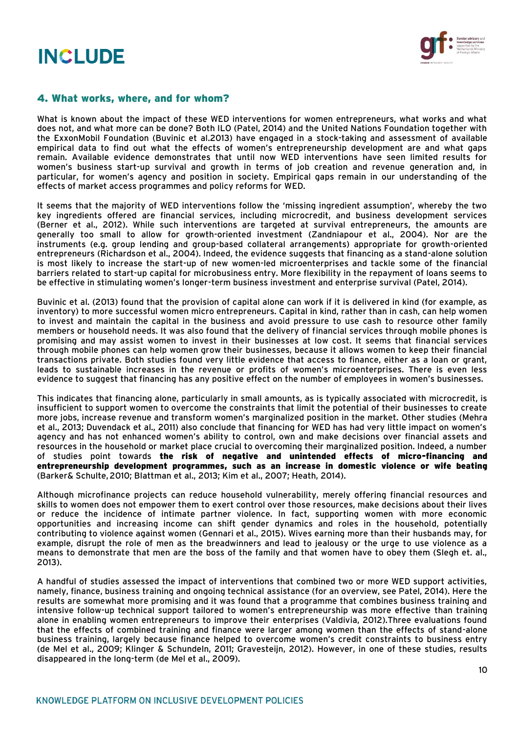## 4. What works, where, and for whom?

What is known about the impact of these WED interventions for women entrepreneurs, what works and what does not, and what more can be done? Both ILO (Patel, 2014) and the United Nations Foundation together with the ExxonMobil Foundation (Buvinic et al.2013) have engaged in a stock-taking and assessment of available empirical data to find out what the effects of women's entrepreneurship development are and what gaps remain. Available evidence demonstrates that until now WED interventions have seen limited results for women's business start-up survival and growth in terms of job creation and revenue generation and, in particular, for women's agency and position in society. Empirical gaps remain in our understanding of the effects of market access programmes and policy reforms for WED.

It seems that the majority of WED interventions follow the 'missing ingredient assumption', whereby the two key ingredients offered are financial services, including microcredit, and business development services (Berner et al., 2012). While such interventions are targeted at survival entrepreneurs, the amounts are generally too small to allow for growth-oriented investment (Zandniapour et al., 2004). Nor are the instruments (e.g. group lending and group-based collateral arrangements) appropriate for growth-oriented entrepreneurs (Richardson et al., 2004). Indeed, the evidence suggests that financing as a stand-alone solution is most likely to increase the start-up of new women-led microenterprises and tackle some of the financial barriers related to start-up capital for microbusiness entry. More flexibility in the repayment of loans seems to be effective in stimulating women's longer-term business investment and enterprise survival (Patel, 2014).

Buvinic et al. (2013) found that the provision of capital alone can work if it is delivered in kind (for example, as inventory) to more successful women micro entrepreneurs. Capital in kind, rather than in cash, can help women to invest and maintain the capital in the business and avoid pressure to use cash to resource other family members or household needs. It was also found that the delivery of financial services through mobile phones is promising and may assist women to invest in their businesses at low cost. It seems that financial services through mobile phones can help women grow their businesses, because it allows women to keep their financial transactions private. Both studies found very little evidence that access to finance, either as a loan or grant, leads to sustainable increases in the revenue or profits of women's microenterprises. There is even less evidence to suggest that financing has any positive effect on the number of employees in women's businesses.

This indicates that financing alone, particularly in small amounts, as is typically associated with microcredit, is insufficient to support women to overcome the constraints that limit the potential of their businesses to create more jobs, increase revenue and transform women's marginalized position in the market. Other studies (Mehra et al., 2013; Duvendack et al., 2011) also conclude that financing for WED has had very little impact on women's agency and has not enhanced women's ability to control, own and make decisions over financial assets and resources in the household or market place crucial to overcoming their marginalized position. Indeed, a number of studies point towards **the risk of negative and unintended effects of micro-financing and entrepreneurship development programmes, such as an increase in domestic violence or wife beating** (Barker& Schulte, 2010; Blattman et al., 2013; Kim et al., 2007; Heath, 2014).

Although microfinance projects can reduce household vulnerability, merely offering financial resources and skills to women does not empower them to exert control over those resources, make decisions about their lives or reduce the incidence of intimate partner violence. In fact, supporting women with more economic opportunities and increasing income can shift gender dynamics and roles in the household, potentially contributing to violence against women (Gennari et al., 2015). Wives earning more than their husbands may, for example, disrupt the role of men as the breadwinners and lead to jealousy or the urge to use violence as a means to demonstrate that men are the boss of the family and that women have to obey them (Slegh et. al., 2013).

A handful of studies assessed the impact of interventions that combined two or more WED support activities, namely, finance, business training and ongoing technical assistance (for an overview, see Patel, 2014). Here the results are somewhat more promising and it was found that a programme that combines business training and intensive follow-up technical support tailored to women's entrepreneurship was more effective than training alone in enabling women entrepreneurs to improve their enterprises (Valdivia, 2012).Three evaluations found that the effects of combined training and finance were larger among women than the effects of stand-alone business training, largely because finance helped to overcome women's credit constraints to business entry (de Mel et al., 2009; Klinger & Schundeln, 2011; Gravesteijn, 2012). However, in one of these studies, results disappeared in the long-term (de Mel et al., 2009).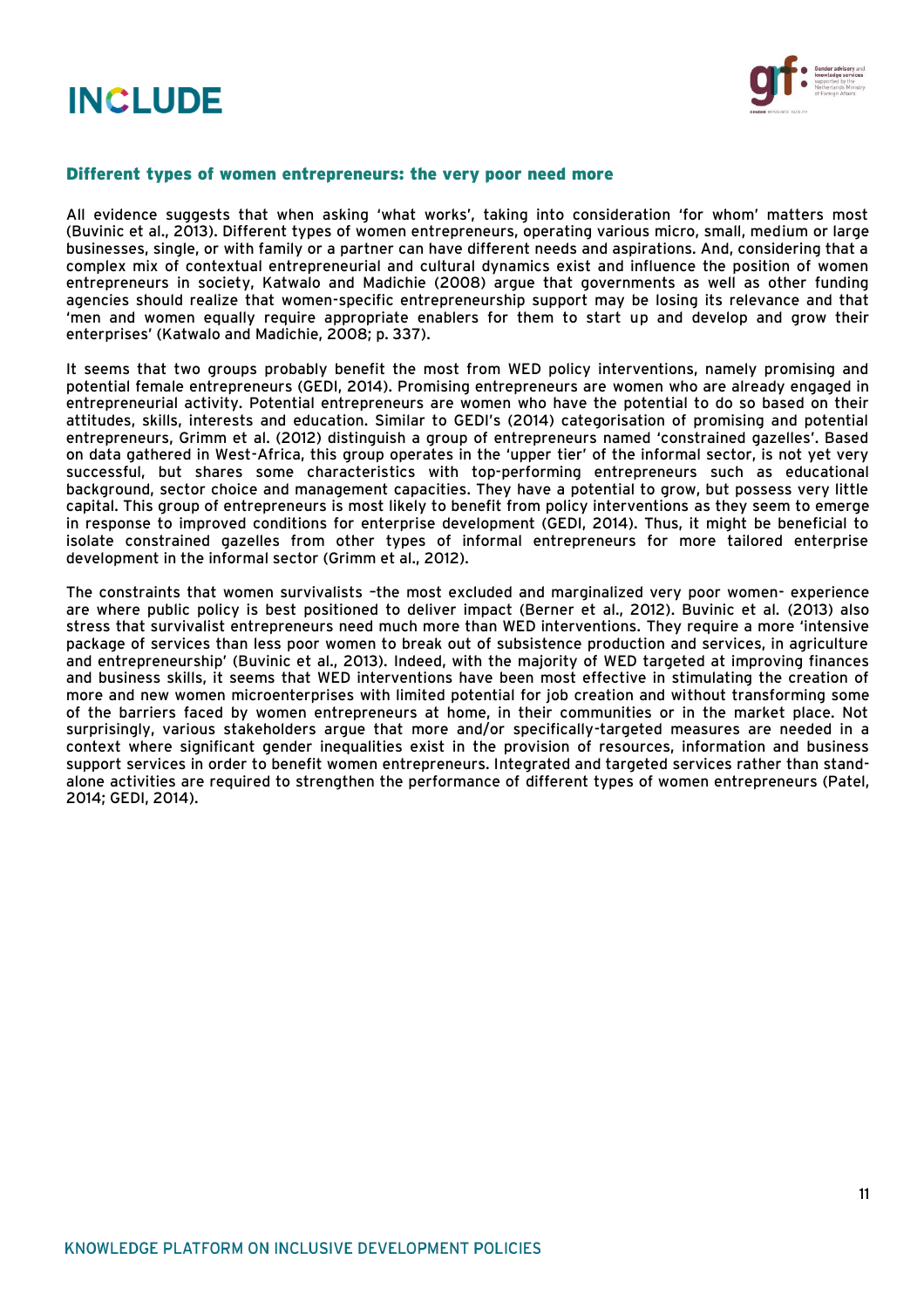## Different types of women entrepreneurs: the very poor need more

All evidence suggests that when asking 'what works', taking into consideration 'for whom' matters most (Buvinic et al., 2013). Different types of women entrepreneurs, operating various micro, small, medium or large businesses, single, or with family or a partner can have different needs and aspirations. And, considering that a complex mix of contextual entrepreneurial and cultural dynamics exist and influence the position of women entrepreneurs in society, Katwalo and Madichie (2008) argue that governments as well as other funding agencies should realize that women-specific entrepreneurship support may be losing its relevance and that 'men and women equally require appropriate enablers for them to start up and develop and grow their enterprises' (Katwalo and Madichie, 2008; p. 337).

It seems that two groups probably benefit the most from WED policy interventions, namely promising and potential female entrepreneurs (GEDI, 2014). Promising entrepreneurs are women who are already engaged in entrepreneurial activity. Potential entrepreneurs are women who have the potential to do so based on their attitudes, skills, interests and education. Similar to GEDI's (2014) categorisation of promising and potential entrepreneurs, Grimm et al. (2012) distinguish a group of entrepreneurs named 'constrained gazelles'. Based on data gathered in West-Africa, this group operates in the 'upper tier' of the informal sector, is not yet very successful, but shares some characteristics with top-performing entrepreneurs such as educational background, sector choice and management capacities. They have a potential to grow, but possess very little capital. This group of entrepreneurs is most likely to benefit from policy interventions as they seem to emerge in response to improved conditions for enterprise development (GEDI, 2014). Thus, it might be beneficial to isolate constrained gazelles from other types of informal entrepreneurs for more tailored enterprise development in the informal sector (Grimm et al., 2012).

The constraints that women survivalists –the most excluded and marginalized very poor women- experience are where public policy is best positioned to deliver impact (Berner et al., 2012). Buvinic et al. (2013) also stress that survivalist entrepreneurs need much more than WED interventions. They require a more 'intensive package of services than less poor women to break out of subsistence production and services, in agriculture and entrepreneurship' (Buvinic et al., 2013). Indeed, with the majority of WED targeted at improving finances and business skills, it seems that WED interventions have been most effective in stimulating the creation of more and new women microenterprises with limited potential for job creation and without transforming some of the barriers faced by women entrepreneurs at home, in their communities or in the market place. Not surprisingly, various stakeholders argue that more and/or specifically-targeted measures are needed in a context where significant gender inequalities exist in the provision of resources, information and business support services in order to benefit women entrepreneurs. Integrated and targeted services rather than stand-alone activities are required to strengthen the performance of different types of women entrepreneurs (Patel, 2014; GEDI, 2014).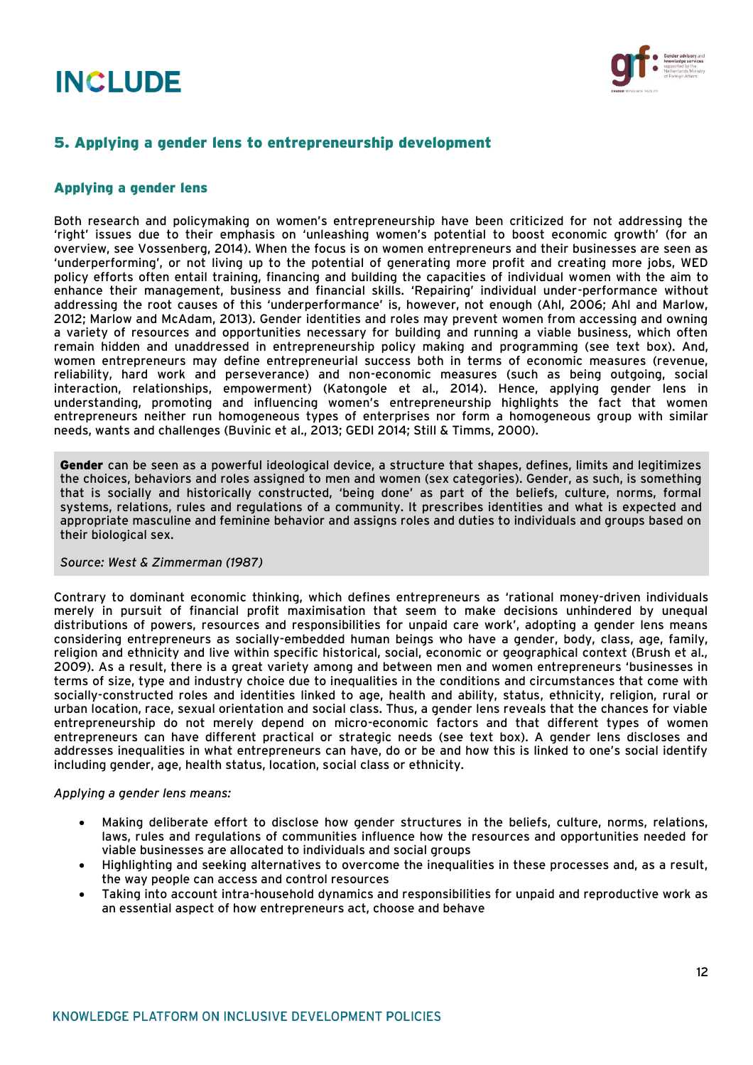## 5. Applying a gender lens to entrepreneurship development

### Applying a gender lens

Both research and policymaking on women's entrepreneurship have been criticized for not addressing the 'right' issues due to their emphasis on 'unleashing women's potential to boost economic growth' (for an overview, see Vossenberg, 2014). When the focus is on women entrepreneurs and their businesses are seen as 'underperforming', or not living up to the potential of generating more profit and creating more jobs, WED policy efforts often entail training, financing and building the capacities of individual women with the aim to enhance their management, business and financial skills. 'Repairing' individual under-performance without addressing the root causes of this 'underperformance' is, however, not enough (Ahl, 2006; Ahl and Marlow, 2012; Marlow and McAdam, 2013). Gender identities and roles may prevent women from accessing and owning a variety of resources and opportunities necessary for building and running a viable business, which often remain hidden and unaddressed in entrepreneurship policy making and programming (see text box). And, women entrepreneurs may define entrepreneurial success both in terms of economic measures (revenue, reliability, hard work and perseverance) and non-economic measures (such as being outgoing, social interaction, relationships, empowerment) (Katongole et al., 2014). Hence, applying gender lens in understanding, promoting and influencing women's entrepreneurship highlights the fact that women entrepreneurs neither run homogeneous types of enterprises nor form a homogeneous group with similar needs, wants and challenges (Buvinic et al., 2013; GEDI 2014; Still & Timms, 2000).

> **Gender** can be seen as a powerful ideological device, a structure that shapes, defines, limits and legitimizes the choices, behaviors and roles assigned to men and women (sex categories). Gender, as such, is something that is socially and historically constructed, 'being done' as part of the beliefs, culture, norms, formal systems, relations, rules and regulations of a community. It prescribes identities and what is expected and appropriate masculine and feminine behavior and assigns roles and duties to individuals and groups based on their biological sex.
>
> *Source: West & Zimmerman (1987)*

Contrary to dominant economic thinking, which defines entrepreneurs as 'rational money-driven individuals merely in pursuit of financial profit maximisation that seem to make decisions unhindered by unequal distributions of powers, resources and responsibilities for unpaid care work', adopting a gender lens means considering entrepreneurs as socially-embedded human beings who have a gender, body, class, age, family, religion and ethnicity and live within specific historical, social, economic or geographical context (Brush et al., 2009). As a result, there is a great variety among and between men and women entrepreneurs 'businesses in terms of size, type and industry choice due to inequalities in the conditions and circumstances that come with socially-constructed roles and identities linked to age, health and ability, status, ethnicity, religion, rural or urban location, race, sexual orientation and social class. Thus, a gender lens reveals that the chances for viable entrepreneurship do not merely depend on micro-economic factors and that different types of women entrepreneurs can have different practical or strategic needs (see text box). A gender lens discloses and addresses inequalities in what entrepreneurs can have, do or be and how this is linked to one's social identify including gender, age, health status, location, social class or ethnicity.

*Applying a gender lens means:*

- Making deliberate effort to disclose how gender structures in the beliefs, culture, norms, relations, laws, rules and regulations of communities influence how the resources and opportunities needed for viable businesses are allocated to individuals and social groups
- Highlighting and seeking alternatives to overcome the inequalities in these processes and, as a result, the way people can access and control resources
- Taking into account intra-household dynamics and responsibilities for unpaid and reproductive work as an essential aspect of how entrepreneurs act, choose and behave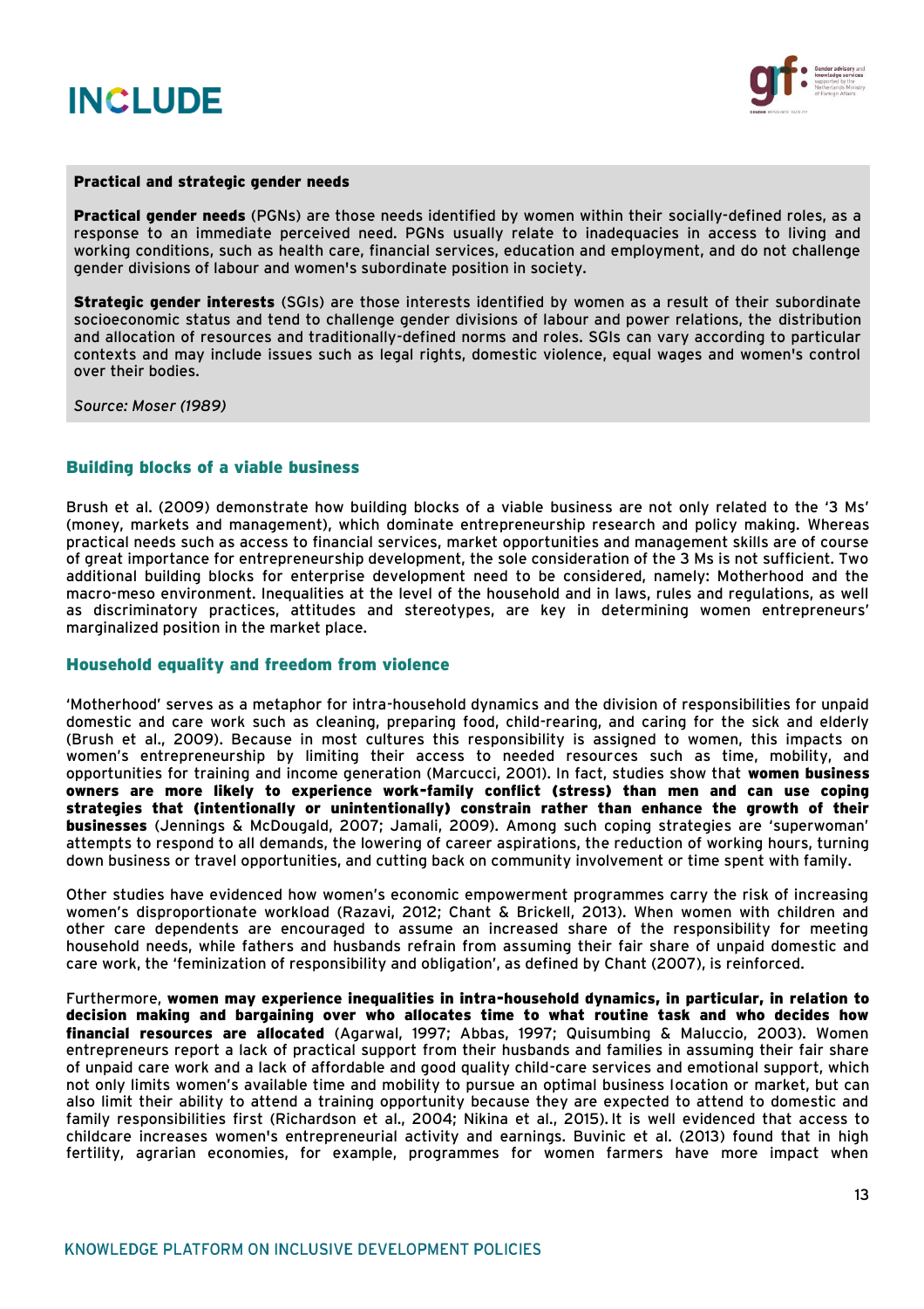**Practical and strategic gender needs**

**Practical gender needs** (PGNs) are those needs identified by women within their socially-defined roles, as a response to an immediate perceived need. PGNs usually relate to inadequacies in access to living and working conditions, such as health care, financial services, education and employment, and do not challenge gender divisions of labour and women's subordinate position in society.

**Strategic gender interests** (SGIs) are those interests identified by women as a result of their subordinate socioeconomic status and tend to challenge gender divisions of labour and power relations, the distribution and allocation of resources and traditionally-defined norms and roles. SGIs can vary according to particular contexts and may include issues such as legal rights, domestic violence, equal wages and women's control over their bodies.

*Source: Moser (1989)*

## Building blocks of a viable business

Brush et al. (2009) demonstrate how building blocks of a viable business are not only related to the '3 Ms' (money, markets and management), which dominate entrepreneurship research and policy making. Whereas practical needs such as access to financial services, market opportunities and management skills are of course of great importance for entrepreneurship development, the sole consideration of the 3 Ms is not sufficient. Two additional building blocks for enterprise development need to be considered, namely: Motherhood and the macro-meso environment. Inequalities at the level of the household and in laws, rules and regulations, as well as discriminatory practices, attitudes and stereotypes, are key in determining women entrepreneurs' marginalized position in the market place.

## Household equality and freedom from violence

'Motherhood' serves as a metaphor for intra-household dynamics and the division of responsibilities for unpaid domestic and care work such as cleaning, preparing food, child-rearing, and caring for the sick and elderly (Brush et al., 2009). Because in most cultures this responsibility is assigned to women, this impacts on women's entrepreneurship by limiting their access to needed resources such as time, mobility, and opportunities for training and income generation (Marcucci, 2001). In fact, studies show that **women business owners are more likely to experience work-family conflict (stress) than men and can use coping strategies that (intentionally or unintentionally) constrain rather than enhance the growth of their businesses** (Jennings & McDougald, 2007; Jamali, 2009). Among such coping strategies are 'superwoman' attempts to respond to all demands, the lowering of career aspirations, the reduction of working hours, turning down business or travel opportunities, and cutting back on community involvement or time spent with family.

Other studies have evidenced how women's economic empowerment programmes carry the risk of increasing women's disproportionate workload (Razavi, 2012; Chant & Brickell, 2013). When women with children and other care dependents are encouraged to assume an increased share of the responsibility for meeting household needs, while fathers and husbands refrain from assuming their fair share of unpaid domestic and care work, the 'feminization of responsibility and obligation', as defined by Chant (2007), is reinforced.

Furthermore, **women may experience inequalities in intra-household dynamics, in particular, in relation to decision making and bargaining over who allocates time to what routine task and who decides how financial resources are allocated** (Agarwal, 1997; Abbas, 1997; Quisumbing & Maluccio, 2003). Women entrepreneurs report a lack of practical support from their husbands and families in assuming their fair share of unpaid care work and a lack of affordable and good quality child-care services and emotional support, which not only limits women's available time and mobility to pursue an optimal business location or market, but can also limit their ability to attend a training opportunity because they are expected to attend to domestic and family responsibilities first (Richardson et al., 2004; Nikina et al., 2015). It is well evidenced that access to childcare increases women's entrepreneurial activity and earnings. Buvinic et al. (2013) found that in high fertility, agrarian economies, for example, programmes for women farmers have more impact when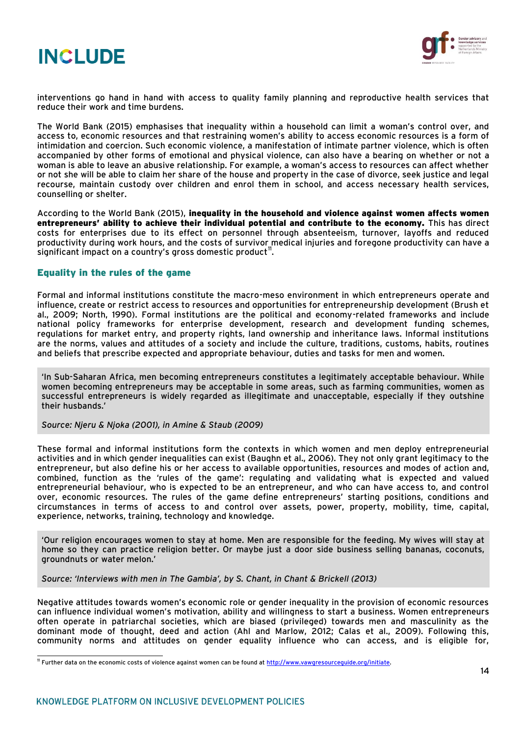interventions go hand in hand with access to quality family planning and reproductive health services that reduce their work and time burdens.

The World Bank (2015) emphasises that inequality within a household can limit a woman's control over, and access to, economic resources and that restraining women's ability to access economic resources is a form of intimidation and coercion. Such economic violence, a manifestation of intimate partner violence, which is often accompanied by other forms of emotional and physical violence, can also have a bearing on whether or not a woman is able to leave an abusive relationship. For example, a woman's access to resources can affect whether or not she will be able to claim her share of the house and property in the case of divorce, seek justice and legal recourse, maintain custody over children and enrol them in school, and access necessary health services, counselling or shelter.

According to the World Bank (2015), **inequality in the household and violence against women affects women entrepreneurs' ability to achieve their individual potential and contribute to the economy.** This has direct costs for enterprises due to its effect on personnel through absenteeism, turnover, layoffs and reduced productivity during work hours, and the costs of survivor medical injuries and foregone productivity can have a significant impact on a country's gross domestic product[11].

## Equality in the rules of the game

Formal and informal institutions constitute the macro-meso environment in which entrepreneurs operate and influence, create or restrict access to resources and opportunities for entrepreneurship development (Brush et al., 2009; North, 1990). Formal institutions are the political and economy-related frameworks and include national policy frameworks for enterprise development, research and development funding schemes, regulations for market entry, and property rights, land ownership and inheritance laws. Informal institutions are the norms, values and attitudes of a society and include the culture, traditions, customs, habits, routines and beliefs that prescribe expected and appropriate behaviour, duties and tasks for men and women.

> 'In Sub-Saharan Africa, men becoming entrepreneurs constitutes a legitimately acceptable behaviour. While women becoming entrepreneurs may be acceptable in some areas, such as farming communities, women as successful entrepreneurs is widely regarded as illegitimate and unacceptable, especially if they outshine their husbands.'
>
> *Source: Njeru & Njoka (2001), in Amine & Staub (2009)*

These formal and informal institutions form the contexts in which women and men deploy entrepreneurial activities and in which gender inequalities can exist (Baughn et al., 2006). They not only grant legitimacy to the entrepreneur, but also define his or her access to available opportunities, resources and modes of action and, combined, function as the 'rules of the game': regulating and validating what is expected and valued entrepreneurial behaviour, who is expected to be an entrepreneur, and who can have access to, and control over, economic resources. The rules of the game define entrepreneurs' starting positions, conditions and circumstances in terms of access to and control over assets, power, property, mobility, time, capital, experience, networks, training, technology and knowledge.

> 'Our religion encourages women to stay at home. Men are responsible for the feeding. My wives will stay at home so they can practice religion better. Or maybe just a door side business selling bananas, coconuts, groundnuts or water melon.'
>
> *Source: 'Interviews with men in The Gambia', by S. Chant, in Chant & Brickell (2013)*

Negative attitudes towards women's economic role or gender inequality in the provision of economic resources can influence individual women's motivation, ability and willingness to start a business. Women entrepreneurs often operate in patriarchal societies, which are biased (privileged) towards men and masculinity as the dominant mode of thought, deed and action (Ahl and Marlow, 2012; Calas et al., 2009). Following this, community norms and attitudes on gender equality influence who can access, and is eligible for,

[11] Further data on the economic costs of violence against women can be found at http://www.vawgresourceguide.org/initiate.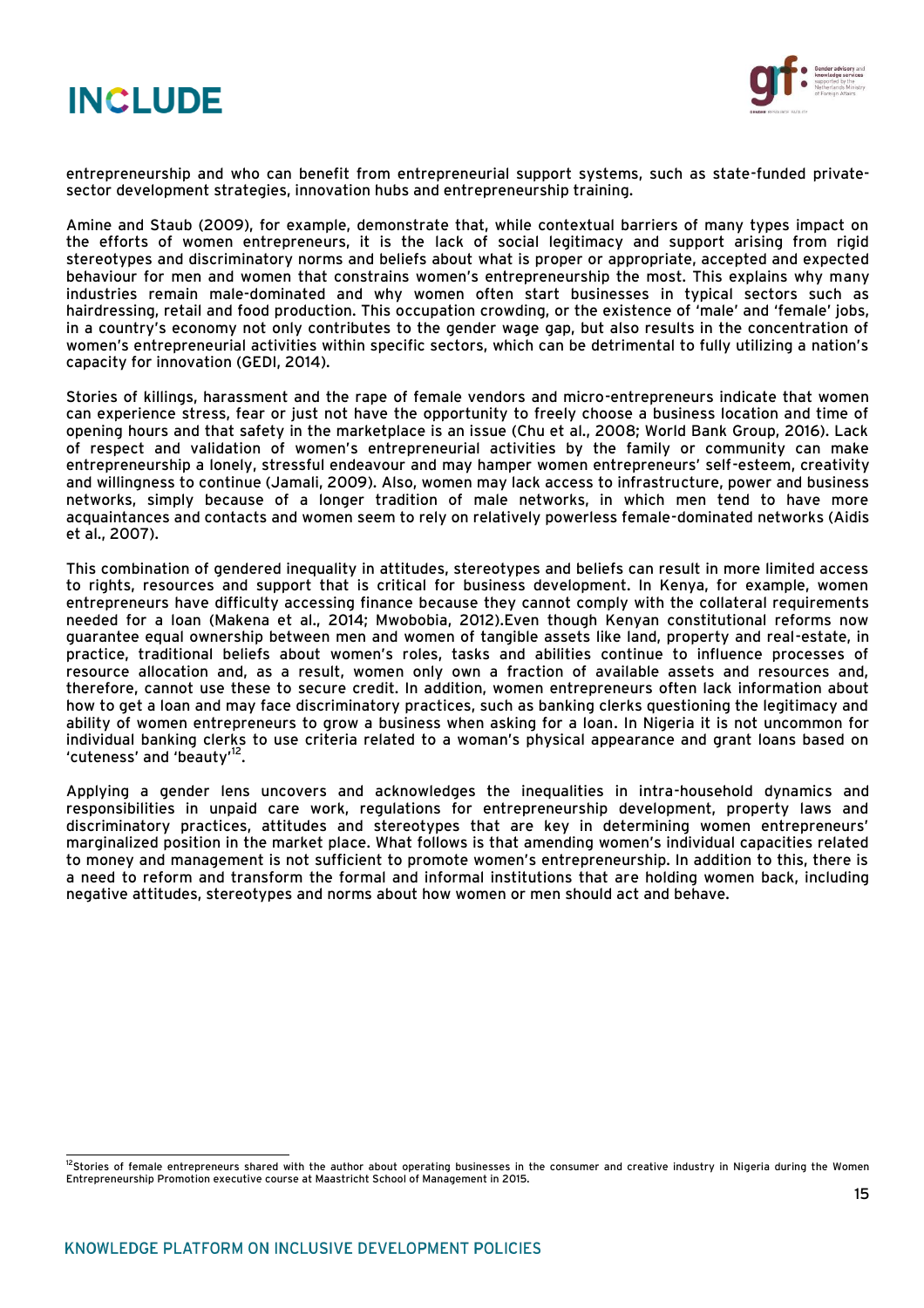entrepreneurship and who can benefit from entrepreneurial support systems, such as state-funded private-sector development strategies, innovation hubs and entrepreneurship training.

Amine and Staub (2009), for example, demonstrate that, while contextual barriers of many types impact on the efforts of women entrepreneurs, it is the lack of social legitimacy and support arising from rigid stereotypes and discriminatory norms and beliefs about what is proper or appropriate, accepted and expected behaviour for men and women that constrains women's entrepreneurship the most. This explains why many industries remain male-dominated and why women often start businesses in typical sectors such as hairdressing, retail and food production. This occupation crowding, or the existence of 'male' and 'female' jobs, in a country's economy not only contributes to the gender wage gap, but also results in the concentration of women's entrepreneurial activities within specific sectors, which can be detrimental to fully utilizing a nation's capacity for innovation (GEDI, 2014).

Stories of killings, harassment and the rape of female vendors and micro-entrepreneurs indicate that women can experience stress, fear or just not have the opportunity to freely choose a business location and time of opening hours and that safety in the marketplace is an issue (Chu et al., 2008; World Bank Group, 2016). Lack of respect and validation of women's entrepreneurial activities by the family or community can make entrepreneurship a lonely, stressful endeavour and may hamper women entrepreneurs' self-esteem, creativity and willingness to continue (Jamali, 2009). Also, women may lack access to infrastructure, power and business networks, simply because of a longer tradition of male networks, in which men tend to have more acquaintances and contacts and women seem to rely on relatively powerless female-dominated networks (Aidis et al., 2007).

This combination of gendered inequality in attitudes, stereotypes and beliefs can result in more limited access to rights, resources and support that is critical for business development. In Kenya, for example, women entrepreneurs have difficulty accessing finance because they cannot comply with the collateral requirements needed for a loan (Makena et al., 2014; Mwobobia, 2012).Even though Kenyan constitutional reforms now guarantee equal ownership between men and women of tangible assets like land, property and real-estate, in practice, traditional beliefs about women's roles, tasks and abilities continue to influence processes of resource allocation and, as a result, women only own a fraction of available assets and resources and, therefore, cannot use these to secure credit. In addition, women entrepreneurs often lack information about how to get a loan and may face discriminatory practices, such as banking clerks questioning the legitimacy and ability of women entrepreneurs to grow a business when asking for a loan. In Nigeria it is not uncommon for individual banking clerks to use criteria related to a woman's physical appearance and grant loans based on 'cuteness' and 'beauty'[12].

Applying a gender lens uncovers and acknowledges the inequalities in intra-household dynamics and responsibilities in unpaid care work, regulations for entrepreneurship development, property laws and discriminatory practices, attitudes and stereotypes that are key in determining women entrepreneurs' marginalized position in the market place. What follows is that amending women's individual capacities related to money and management is not sufficient to promote women's entrepreneurship. In addition to this, there is a need to reform and transform the formal and informal institutions that are holding women back, including negative attitudes, stereotypes and norms about how women or men should act and behave.

[12] Stories of female entrepreneurs shared with the author about operating businesses in the consumer and creative industry in Nigeria during the Women Entrepreneurship Promotion executive course at Maastricht School of Management in 2015.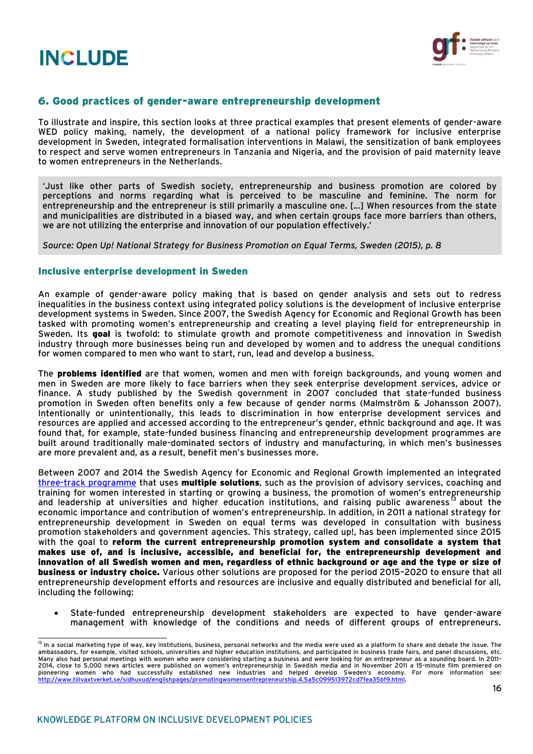## 6. Good practices of gender-aware entrepreneurship development

To illustrate and inspire, this section looks at three practical examples that present elements of gender-aware WED policy making, namely, the development of a national policy framework for inclusive enterprise development in Sweden, integrated formalisation interventions in Malawi, the sensitization of bank employees to respect and serve women entrepreneurs in Tanzania and Nigeria, and the provision of paid maternity leave to women entrepreneurs in the Netherlands.

> 'Just like other parts of Swedish society, entrepreneurship and business promotion are colored by perceptions and norms regarding what is perceived to be masculine and feminine. The norm for entrepreneurship and the entrepreneur is still primarily a masculine one. [...] When resources from the state and municipalities are distributed in a biased way, and when certain groups face more barriers than others, we are not utilizing the enterprise and innovation of our population effectively.'
>
> *Source: Open Up! National Strategy for Business Promotion on Equal Terms, Sweden (2015), p. 8*

### Inclusive enterprise development in Sweden

An example of gender-aware policy making that is based on gender analysis and sets out to redress inequalities in the business context using integrated policy solutions is the development of inclusive enterprise development systems in Sweden. Since 2007, the Swedish Agency for Economic and Regional Growth has been tasked with promoting women's entrepreneurship and creating a level playing field for entrepreneurship in Sweden. Its **goal** is twofold: to stimulate growth and promote competitiveness and innovation in Swedish industry through more businesses being run and developed by women and to address the unequal conditions for women compared to men who want to start, run, lead and develop a business.

The **problems identified** are that women, women and men with foreign backgrounds, and young women and men in Sweden are more likely to face barriers when they seek enterprise development services, advice or finance. A study published by the Swedish government in 2007 concluded that state-funded business promotion in Sweden often benefits only a few because of gender norms (Malmström & Johansson 2007). Intentionally or unintentionally, this leads to discrimination in how enterprise development services and resources are applied and accessed according to the entrepreneur's gender, ethnic background and age. It was found that, for example, state-funded business financing and entrepreneurship development programmes are built around traditionally male-dominated sectors of industry and manufacturing, in which men's businesses are more prevalent and, as a result, benefit men's businesses more.

Between 2007 and 2014 the Swedish Agency for Economic and Regional Growth implemented an integrated three-track programme that uses **multiple solutions**, such as the provision of advisory services, coaching and training for women interested in starting or growing a business, the promotion of women's entrepreneurship and leadership at universities and higher education institutions, and raising public awareness[13] about the economic importance and contribution of women's entrepreneurship. In addition, in 2011 a national strategy for entrepreneurship development in Sweden on equal terms was developed in consultation with business promotion stakeholders and government agencies. This strategy, called up!, has been implemented since 2015 with the goal to **reform the current entrepreneurship promotion system and consolidate a system that makes use of, and is inclusive, accessible, and beneficial for, the entrepreneurship development and innovation of all Swedish women and men, regardless of ethnic background or age and the type or size of business or industry choice.** Various other solutions are proposed for the period 2015–2020 to ensure that all entrepreneurship development efforts and resources are inclusive and equally distributed and beneficial for all, including the following:

- State-funded entrepreneurship development stakeholders are expected to have gender-aware management with knowledge of the conditions and needs of different groups of entrepreneurs.

---

[13] In a social marketing type of way, key institutions, business, personal networks and the media were used as a platform to share and debate the issue. The ambassadors, for example, visited schools, universities and higher education institutions, and participated in business trade fairs, and panel discussions, etc. Many also had personal meetings with women who were considering starting a business and were looking for an entrepreneur as a sounding board. In 2011–2014, close to 5,000 news articles were published on women's entrepreneurship in Swedish media and in November 2011 a 15-minute film premiered on pioneering women who had successfully established new industries and helped develop Sweden's economy. For more information see: http://www.tillvaxtverket.se/sidhuvud/englishpages/promotingwomensentrepreneurship.4.5a5c099513972cd7fea35bf9.html.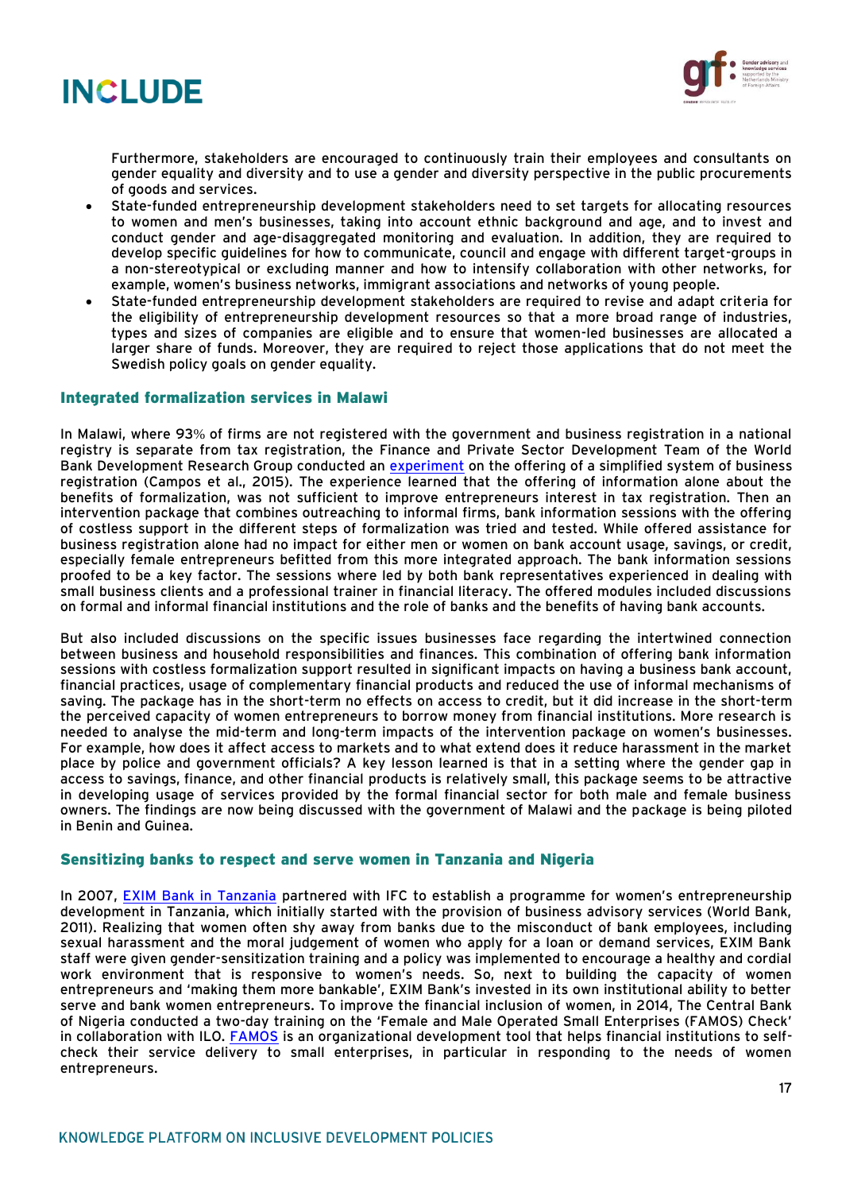Furthermore, stakeholders are encouraged to continuously train their employees and consultants on gender equality and diversity and to use a gender and diversity perspective in the public procurements of goods and services.

- State-funded entrepreneurship development stakeholders need to set targets for allocating resources to women and men's businesses, taking into account ethnic background and age, and to invest and conduct gender and age-disaggregated monitoring and evaluation. In addition, they are required to develop specific guidelines for how to communicate, council and engage with different target-groups in a non-stereotypical or excluding manner and how to intensify collaboration with other networks, for example, women's business networks, immigrant associations and networks of young people.
- State-funded entrepreneurship development stakeholders are required to revise and adapt criteria for the eligibility of entrepreneurship development resources so that a more broad range of industries, types and sizes of companies are eligible and to ensure that women-led businesses are allocated a larger share of funds. Moreover, they are required to reject those applications that do not meet the Swedish policy goals on gender equality.

### Integrated formalization services in Malawi

In Malawi, where 93% of firms are not registered with the government and business registration in a national registry is separate from tax registration, the Finance and Private Sector Development Team of the World Bank Development Research Group conducted an experiment on the offering of a simplified system of business registration (Campos et al., 2015). The experience learned that the offering of information alone about the benefits of formalization, was not sufficient to improve entrepreneurs interest in tax registration. Then an intervention package that combines outreaching to informal firms, bank information sessions with the offering of costless support in the different steps of formalization was tried and tested. While offered assistance for business registration alone had no impact for either men or women on bank account usage, savings, or credit, especially female entrepreneurs befitted from this more integrated approach. The bank information sessions proofed to be a key factor. The sessions where led by both bank representatives experienced in dealing with small business clients and a professional trainer in financial literacy. The offered modules included discussions on formal and informal financial institutions and the role of banks and the benefits of having bank accounts.

But also included discussions on the specific issues businesses face regarding the intertwined connection between business and household responsibilities and finances. This combination of offering bank information sessions with costless formalization support resulted in significant impacts on having a business bank account, financial practices, usage of complementary financial products and reduced the use of informal mechanisms of saving. The package has in the short-term no effects on access to credit, but it did increase in the short-term the perceived capacity of women entrepreneurs to borrow money from financial institutions. More research is needed to analyse the mid-term and long-term impacts of the intervention package on women's businesses. For example, how does it affect access to markets and to what extend does it reduce harassment in the market place by police and government officials? A key lesson learned is that in a setting where the gender gap in access to savings, finance, and other financial products is relatively small, this package seems to be attractive in developing usage of services provided by the formal financial sector for both male and female business owners. The findings are now being discussed with the government of Malawi and the package is being piloted in Benin and Guinea.

### Sensitizing banks to respect and serve women in Tanzania and Nigeria

In 2007, EXIM Bank in Tanzania partnered with IFC to establish a programme for women's entrepreneurship development in Tanzania, which initially started with the provision of business advisory services (World Bank, 2011). Realizing that women often shy away from banks due to the misconduct of bank employees, including sexual harassment and the moral judgement of women who apply for a loan or demand services, EXIM Bank staff were given gender-sensitization training and a policy was implemented to encourage a healthy and cordial work environment that is responsive to women's needs. So, next to building the capacity of women entrepreneurs and 'making them more bankable', EXIM Bank's invested in its own institutional ability to better serve and bank women entrepreneurs. To improve the financial inclusion of women, in 2014, The Central Bank of Nigeria conducted a two-day training on the 'Female and Male Operated Small Enterprises (FAMOS) Check' in collaboration with ILO. FAMOS is an organizational development tool that helps financial institutions to self-check their service delivery to small enterprises, in particular in responding to the needs of women entrepreneurs.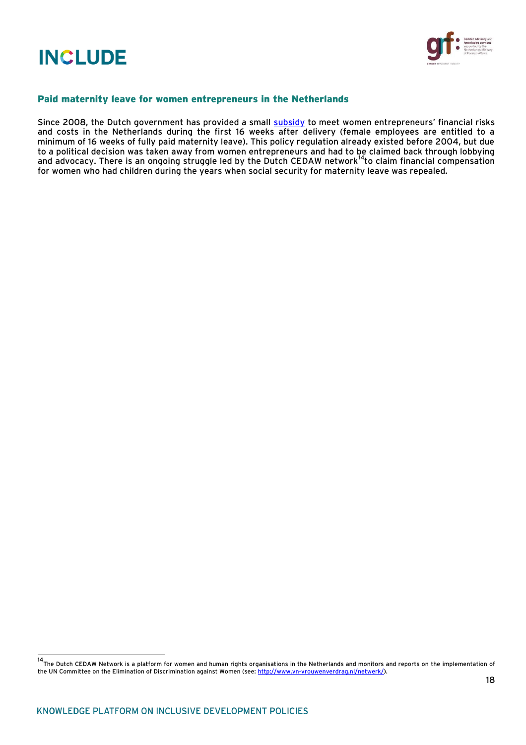### Paid maternity leave for women entrepreneurs in the Netherlands

Since 2008, the Dutch government has provided a small subsidy to meet women entrepreneurs' financial risks and costs in the Netherlands during the first 16 weeks after delivery (female employees are entitled to a minimum of 16 weeks of fully paid maternity leave). This policy regulation already existed before 2004, but due to a political decision was taken away from women entrepreneurs and had to be claimed back through lobbying and advocacy. There is an ongoing struggle led by the Dutch CEDAW network[14] to claim financial compensation for women who had children during the years when social security for maternity leave was repealed.

[14] The Dutch CEDAW Network is a platform for women and human rights organisations in the Netherlands and monitors and reports on the implementation of the UN Committee on the Elimination of Discrimination against Women (see: http://www.vn-vrouwenverdrag.nl/netwerk/).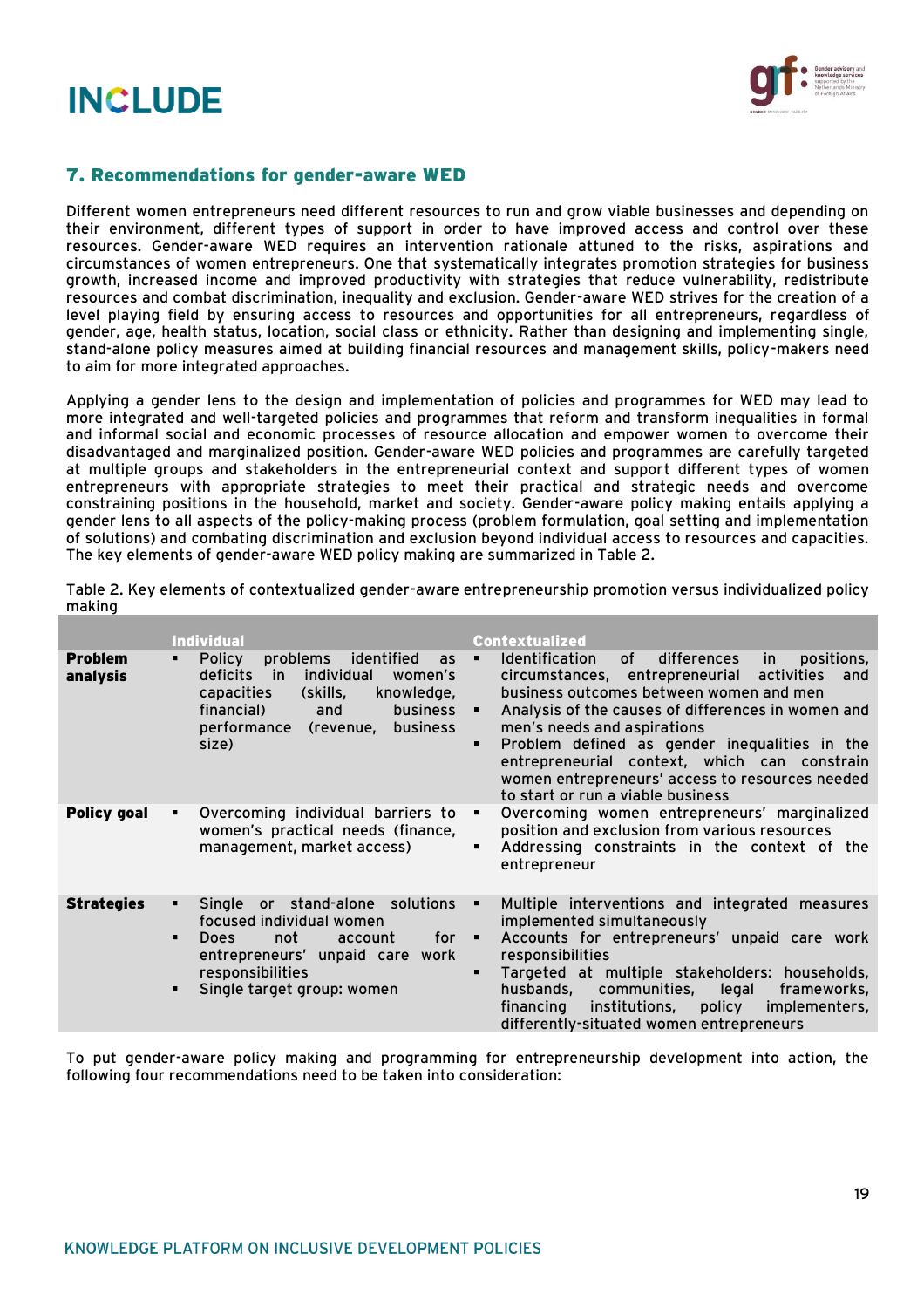## 7. Recommendations for gender-aware WED

Different women entrepreneurs need different resources to run and grow viable businesses and depending on their environment, different types of support in order to have improved access and control over these resources. Gender-aware WED requires an intervention rationale attuned to the risks, aspirations and circumstances of women entrepreneurs. One that systematically integrates promotion strategies for business growth, increased income and improved productivity with strategies that reduce vulnerability, redistribute resources and combat discrimination, inequality and exclusion. Gender-aware WED strives for the creation of a level playing field by ensuring access to resources and opportunities for all entrepreneurs, regardless of gender, age, health status, location, social class or ethnicity. Rather than designing and implementing single, stand-alone policy measures aimed at building financial resources and management skills, policy-makers need to aim for more integrated approaches.

Applying a gender lens to the design and implementation of policies and programmes for WED may lead to more integrated and well-targeted policies and programmes that reform and transform inequalities in formal and informal social and economic processes of resource allocation and empower women to overcome their disadvantaged and marginalized position. Gender-aware WED policies and programmes are carefully targeted at multiple groups and stakeholders in the entrepreneurial context and support different types of women entrepreneurs with appropriate strategies to meet their practical and strategic needs and overcome constraining positions in the household, market and society. Gender-aware policy making entails applying a gender lens to all aspects of the policy-making process (problem formulation, goal setting and implementation of solutions) and combating discrimination and exclusion beyond individual access to resources and capacities. The key elements of gender-aware WED policy making are summarized in Table 2.

Table 2. Key elements of contextualized gender-aware entrepreneurship promotion versus individualized policy making

| | Individual | Contextualized |
|---|---|---|
| **Problem analysis** | ▪ Policy problems identified as deficits in individual women's capacities (skills, knowledge, financial) and business performance (revenue, business size) | ▪ Identification of differences in positions, circumstances, entrepreneurial activities and business outcomes between women and men<br>▪ Analysis of the causes of differences in women and men's needs and aspirations<br>▪ Problem defined as gender inequalities in the entrepreneurial context, which can constrain women entrepreneurs' access to resources needed to start or run a viable business |
| **Policy goal** | ▪ Overcoming individual barriers to women's practical needs (finance, management, market access) | ▪ Overcoming women entrepreneurs' marginalized position and exclusion from various resources<br>▪ Addressing constraints in the context of the entrepreneur |
| **Strategies** | ▪ Single or stand-alone solutions focused individual women<br>▪ Does not account for entrepreneurs' unpaid care work responsibilities<br>▪ Single target group: women | ▪ Multiple interventions and integrated measures implemented simultaneously<br>▪ Accounts for entrepreneurs' unpaid care work responsibilities<br>▪ Targeted at multiple stakeholders: households, husbands, communities, legal frameworks, financing institutions, policy implementers, differently-situated women entrepreneurs |

To put gender-aware policy making and programming for entrepreneurship development into action, the following four recommendations need to be taken into consideration: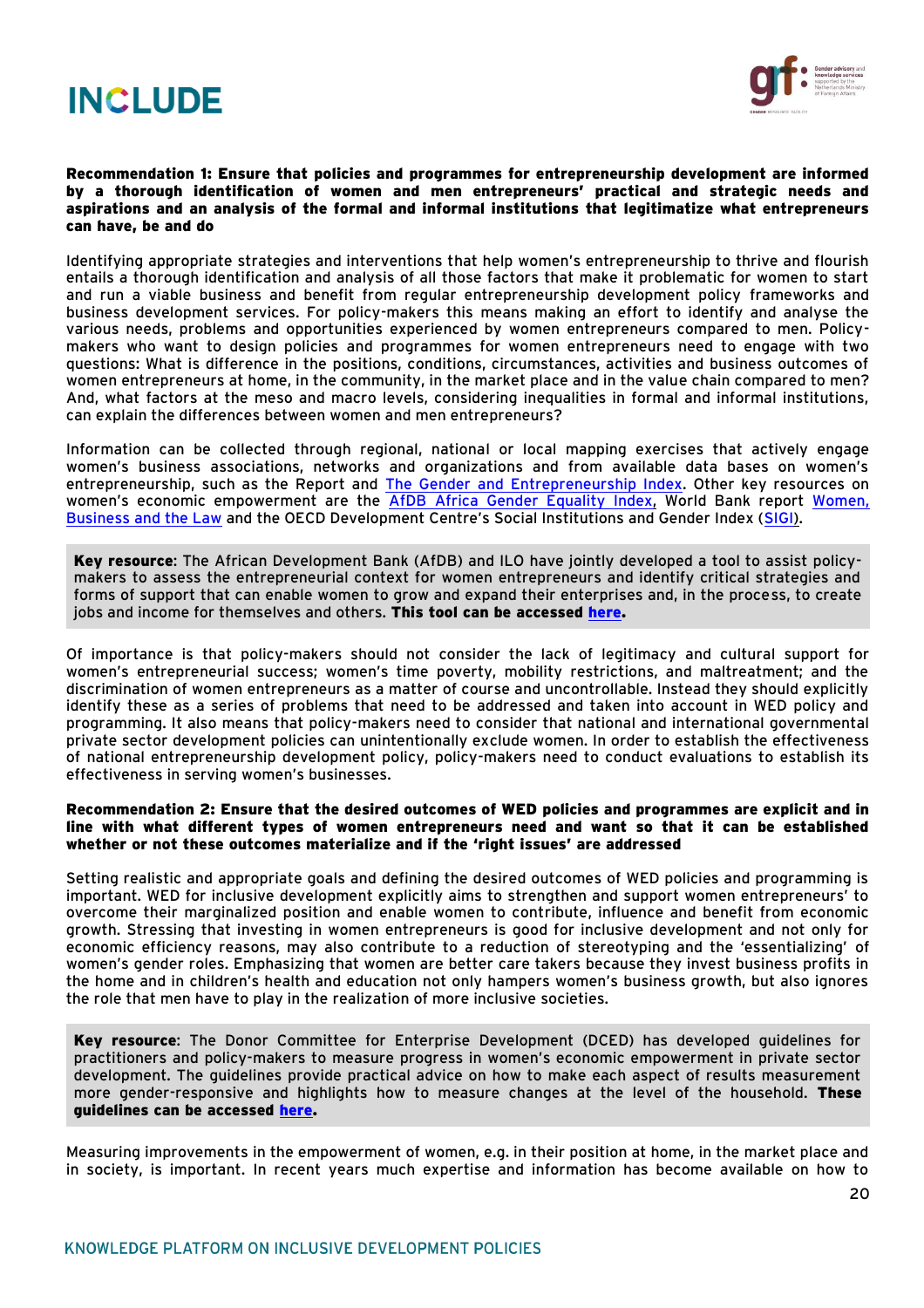**Recommendation 1: Ensure that policies and programmes for entrepreneurship development are informed by a thorough identification of women and men entrepreneurs' practical and strategic needs and aspirations and an analysis of the formal and informal institutions that legitimatize what entrepreneurs can have, be and do**

Identifying appropriate strategies and interventions that help women's entrepreneurship to thrive and flourish entails a thorough identification and analysis of all those factors that make it problematic for women to start and run a viable business and benefit from regular entrepreneurship development policy frameworks and business development services. For policy-makers this means making an effort to identify and analyse the various needs, problems and opportunities experienced by women entrepreneurs compared to men. Policy-makers who want to design policies and programmes for women entrepreneurs need to engage with two questions: What is difference in the positions, conditions, circumstances, activities and business outcomes of women entrepreneurs at home, in the community, in the market place and in the value chain compared to men? And, what factors at the meso and macro levels, considering inequalities in formal and informal institutions, can explain the differences between women and men entrepreneurs?

Information can be collected through regional, national or local mapping exercises that actively engage women's business associations, networks and organizations and from available data bases on women's entrepreneurship, such as the Report and The Gender and Entrepreneurship Index. Other key resources on women's economic empowerment are the AfDB Africa Gender Equality Index, World Bank report Women, Business and the Law and the OECD Development Centre's Social Institutions and Gender Index (SIGI).

> **Key resource**: The African Development Bank (AfDB) and ILO have jointly developed a tool to assist policy-makers to assess the entrepreneurial context for women entrepreneurs and identify critical strategies and forms of support that can enable women to grow and expand their enterprises and, in the process, to create jobs and income for themselves and others. **This tool can be accessed here.**

Of importance is that policy-makers should not consider the lack of legitimacy and cultural support for women's entrepreneurial success; women's time poverty, mobility restrictions, and maltreatment; and the discrimination of women entrepreneurs as a matter of course and uncontrollable. Instead they should explicitly identify these as a series of problems that need to be addressed and taken into account in WED policy and programming. It also means that policy-makers need to consider that national and international governmental private sector development policies can unintentionally exclude women. In order to establish the effectiveness of national entrepreneurship development policy, policy-makers need to conduct evaluations to establish its effectiveness in serving women's businesses.

**Recommendation 2: Ensure that the desired outcomes of WED policies and programmes are explicit and in line with what different types of women entrepreneurs need and want so that it can be established whether or not these outcomes materialize and if the 'right issues' are addressed**

Setting realistic and appropriate goals and defining the desired outcomes of WED policies and programming is important. WED for inclusive development explicitly aims to strengthen and support women entrepreneurs' to overcome their marginalized position and enable women to contribute, influence and benefit from economic growth. Stressing that investing in women entrepreneurs is good for inclusive development and not only for economic efficiency reasons, may also contribute to a reduction of stereotyping and the 'essentializing' of women's gender roles. Emphasizing that women are better care takers because they invest business profits in the home and in children's health and education not only hampers women's business growth, but also ignores the role that men have to play in the realization of more inclusive societies.

> **Key resource**: The Donor Committee for Enterprise Development (DCED) has developed guidelines for practitioners and policy-makers to measure progress in women's economic empowerment in private sector development. The guidelines provide practical advice on how to make each aspect of results measurement more gender-responsive and highlights how to measure changes at the level of the household. **These guidelines can be accessed here.**

Measuring improvements in the empowerment of women, e.g. in their position at home, in the market place and in society, is important. In recent years much expertise and information has become available on how to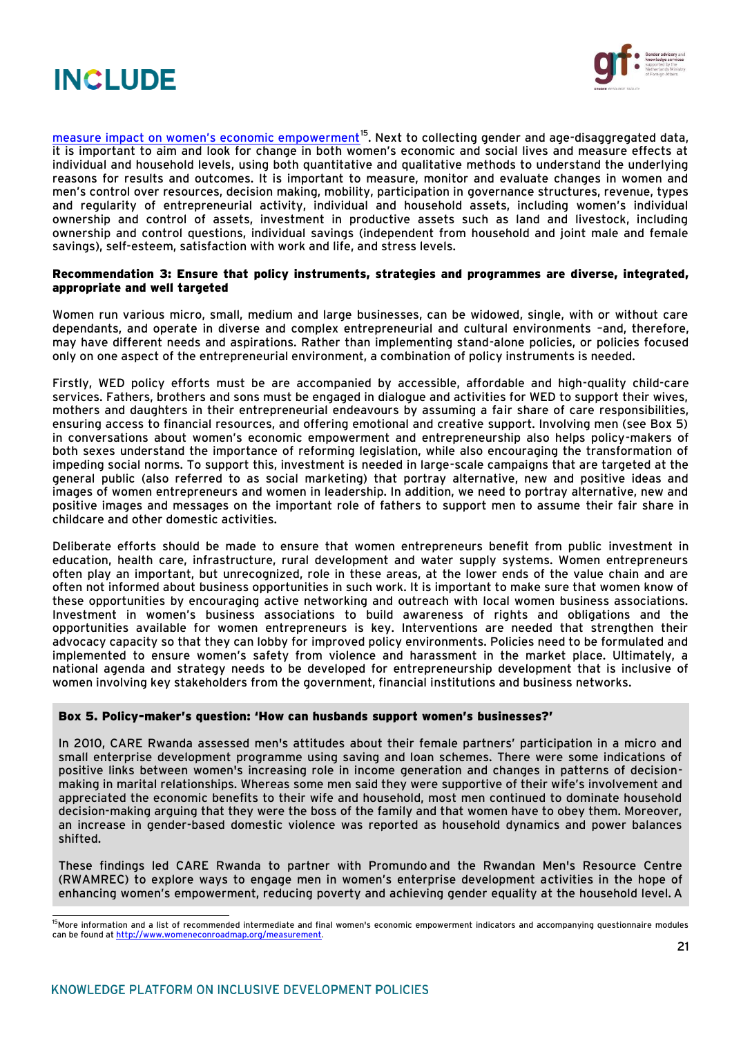[measure impact on women's economic empowerment](http://www.womeneconroadmap.org/measurement)[15]. Next to collecting gender and age-disaggregated data, it is important to aim and look for change in both women's economic and social lives and measure effects at individual and household levels, using both quantitative and qualitative methods to understand the underlying reasons for results and outcomes. It is important to measure, monitor and evaluate changes in women and men's control over resources, decision making, mobility, participation in governance structures, revenue, types and regularity of entrepreneurial activity, individual and household assets, including women's individual ownership and control of assets, investment in productive assets such as land and livestock, including ownership and control questions, individual savings (independent from household and joint male and female savings), self-esteem, satisfaction with work and life, and stress levels.

**Recommendation 3: Ensure that policy instruments, strategies and programmes are diverse, integrated, appropriate and well targeted**

Women run various micro, small, medium and large businesses, can be widowed, single, with or without care dependants, and operate in diverse and complex entrepreneurial and cultural environments –and, therefore, may have different needs and aspirations. Rather than implementing stand-alone policies, or policies focused only on one aspect of the entrepreneurial environment, a combination of policy instruments is needed.

Firstly, WED policy efforts must be are accompanied by accessible, affordable and high-quality child-care services. Fathers, brothers and sons must be engaged in dialogue and activities for WED to support their wives, mothers and daughters in their entrepreneurial endeavours by assuming a fair share of care responsibilities, ensuring access to financial resources, and offering emotional and creative support. Involving men (see Box 5) in conversations about women's economic empowerment and entrepreneurship also helps policy-makers of both sexes understand the importance of reforming legislation, while also encouraging the transformation of impeding social norms. To support this, investment is needed in large-scale campaigns that are targeted at the general public (also referred to as social marketing) that portray alternative, new and positive ideas and images of women entrepreneurs and women in leadership. In addition, we need to portray alternative, new and positive images and messages on the important role of fathers to support men to assume their fair share in childcare and other domestic activities.

Deliberate efforts should be made to ensure that women entrepreneurs benefit from public investment in education, health care, infrastructure, rural development and water supply systems. Women entrepreneurs often play an important, but unrecognized, role in these areas, at the lower ends of the value chain and are often not informed about business opportunities in such work. It is important to make sure that women know of these opportunities by encouraging active networking and outreach with local women business associations. Investment in women's business associations to build awareness of rights and obligations and the opportunities available for women entrepreneurs is key. Interventions are needed that strengthen their advocacy capacity so that they can lobby for improved policy environments. Policies need to be formulated and implemented to ensure women's safety from violence and harassment in the market place. Ultimately, a national agenda and strategy needs to be developed for entrepreneurship development that is inclusive of women involving key stakeholders from the government, financial institutions and business networks.

**Box 5. Policy-maker's question: 'How can husbands support women's businesses?'**

In 2010, CARE Rwanda assessed men's attitudes about their female partners' participation in a micro and small enterprise development programme using saving and loan schemes. There were some indications of positive links between women's increasing role in income generation and changes in patterns of decision-making in marital relationships. Whereas some men said they were supportive of their wife's involvement and appreciated the economic benefits to their wife and household, most men continued to dominate household decision-making arguing that they were the boss of the family and that women have to obey them. Moreover, an increase in gender-based domestic violence was reported as household dynamics and power balances shifted.

These findings led CARE Rwanda to partner with Promundo and the Rwandan Men's Resource Centre (RWAMREC) to explore ways to engage men in women's enterprise development activities in the hope of enhancing women's empowerment, reducing poverty and achieving gender equality at the household level. A

---

[15] More information and a list of recommended intermediate and final women's economic empowerment indicators and accompanying questionnaire modules can be found at http://www.womeneconroadmap.org/measurement.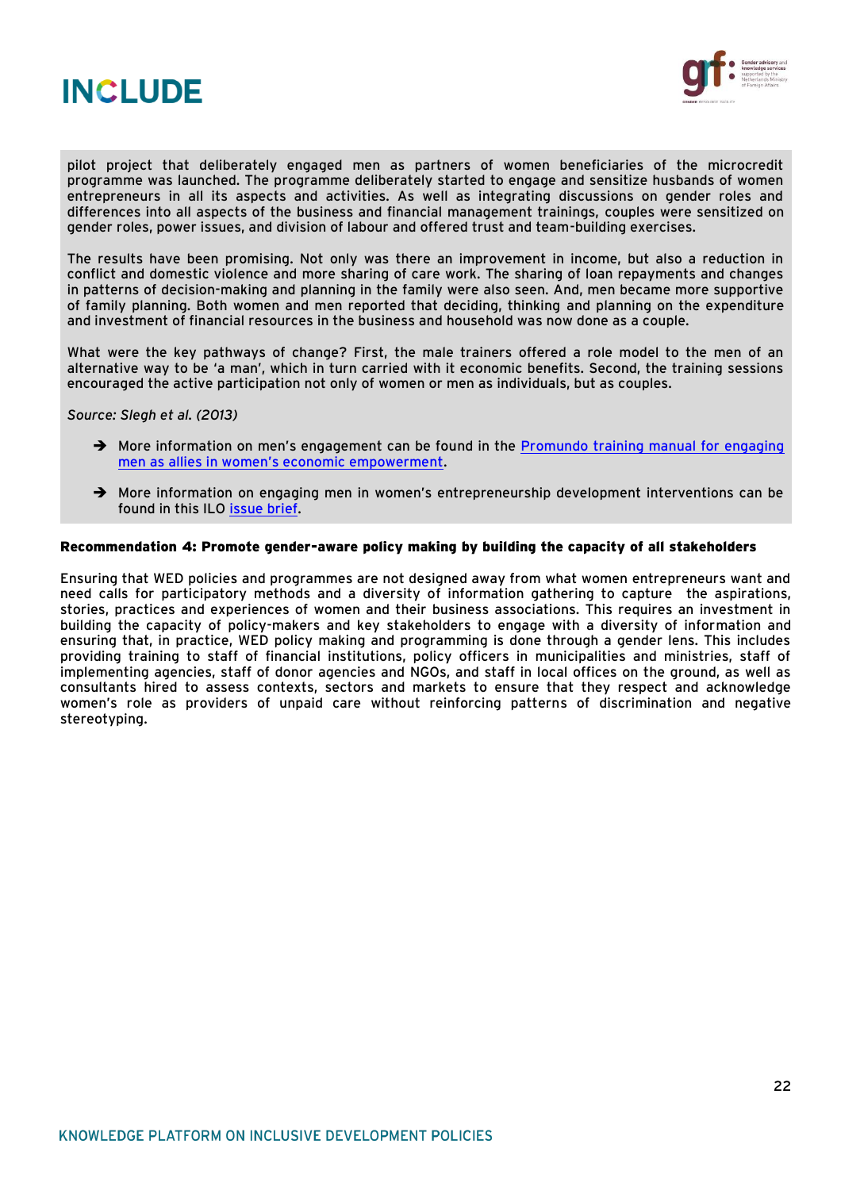pilot project that deliberately engaged men as partners of women beneficiaries of the microcredit programme was launched. The programme deliberately started to engage and sensitize husbands of women entrepreneurs in all its aspects and activities. As well as integrating discussions on gender roles and differences into all aspects of the business and financial management trainings, couples were sensitized on gender roles, power issues, and division of labour and offered trust and team-building exercises.

The results have been promising. Not only was there an improvement in income, but also a reduction in conflict and domestic violence and more sharing of care work. The sharing of loan repayments and changes in patterns of decision-making and planning in the family were also seen. And, men became more supportive of family planning. Both women and men reported that deciding, thinking and planning on the expenditure and investment of financial resources in the business and household was now done as a couple.

What were the key pathways of change? First, the male trainers offered a role model to the men of an alternative way to be 'a man', which in turn carried with it economic benefits. Second, the training sessions encouraged the active participation not only of women or men as individuals, but as couples.

*Source: Slegh et al. (2013)*

- ➔ More information on men's engagement can be found in the Promundo training manual for engaging men as allies in women's economic empowerment.
- ➔ More information on engaging men in women's entrepreneurship development interventions can be found in this ILO issue brief.

**Recommendation 4: Promote gender-aware policy making by building the capacity of all stakeholders**

Ensuring that WED policies and programmes are not designed away from what women entrepreneurs want and need calls for participatory methods and a diversity of information gathering to capture the aspirations, stories, practices and experiences of women and their business associations. This requires an investment in building the capacity of policy-makers and key stakeholders to engage with a diversity of information and ensuring that, in practice, WED policy making and programming is done through a gender lens. This includes providing training to staff of financial institutions, policy officers in municipalities and ministries, staff of implementing agencies, staff of donor agencies and NGOs, and staff in local offices on the ground, as well as consultants hired to assess contexts, sectors and markets to ensure that they respect and acknowledge women's role as providers of unpaid care without reinforcing patterns of discrimination and negative stereotyping.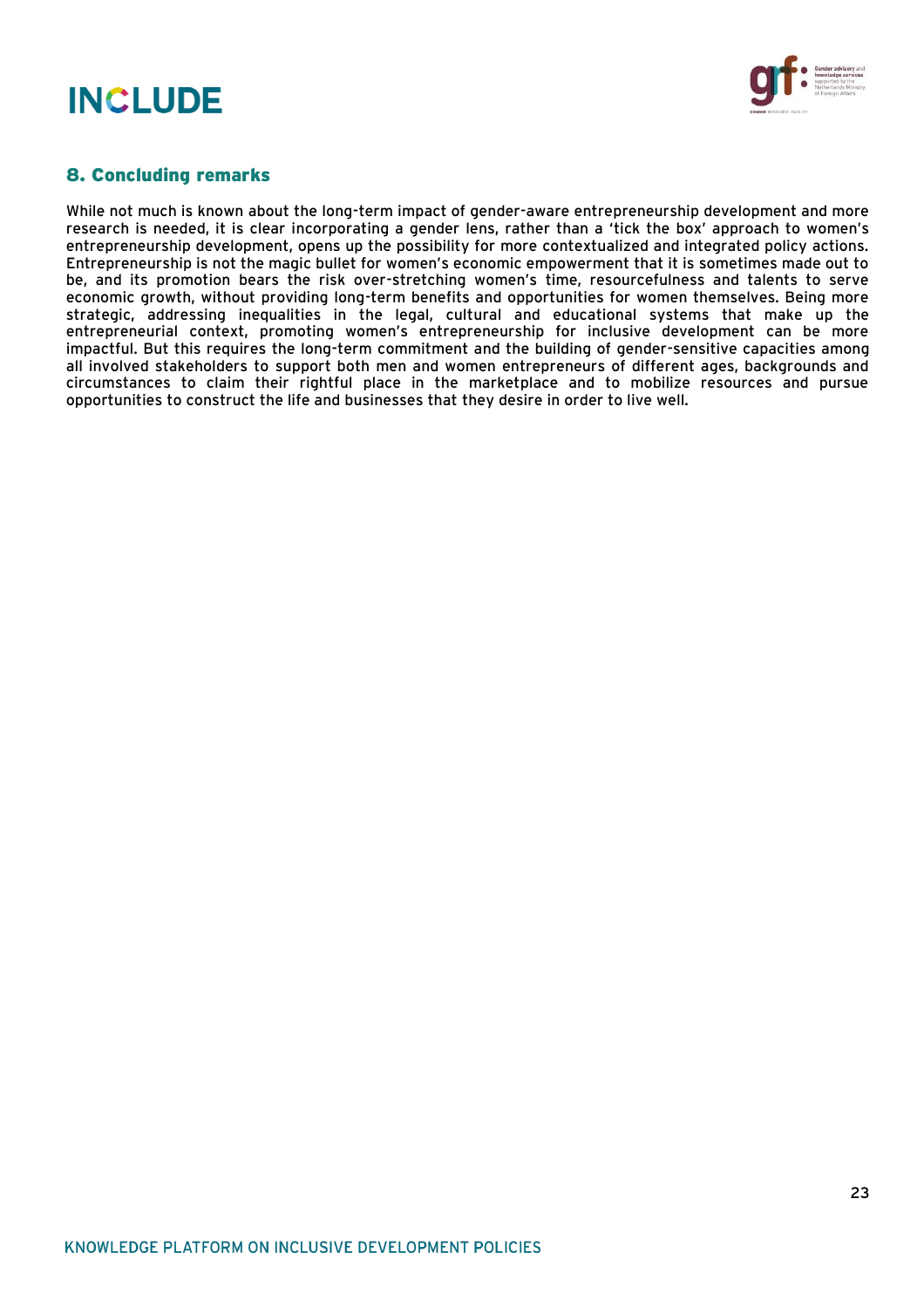## 8. Concluding remarks

While not much is known about the long-term impact of gender-aware entrepreneurship development and more research is needed, it is clear incorporating a gender lens, rather than a 'tick the box' approach to women's entrepreneurship development, opens up the possibility for more contextualized and integrated policy actions. Entrepreneurship is not the magic bullet for women's economic empowerment that it is sometimes made out to be, and its promotion bears the risk over-stretching women's time, resourcefulness and talents to serve economic growth, without providing long-term benefits and opportunities for women themselves. Being more strategic, addressing inequalities in the legal, cultural and educational systems that make up the entrepreneurial context, promoting women's entrepreneurship for inclusive development can be more impactful. But this requires the long-term commitment and the building of gender-sensitive capacities among all involved stakeholders to support both men and women entrepreneurs of different ages, backgrounds and circumstances to claim their rightful place in the marketplace and to mobilize resources and pursue opportunities to construct the life and businesses that they desire in order to live well.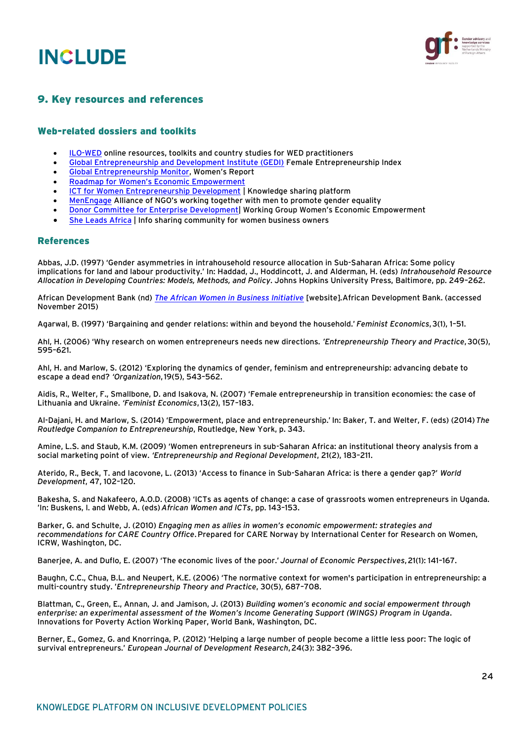## 9. Key resources and references

### Web-related dossiers and toolkits

- ILO-WED online resources, toolkits and country studies for WED practitioners
- Global Entrepreneurship and Development Institute (GEDI) Female Entrepreneurship Index
- Global Entrepreneurship Monitor, Women's Report
- Roadmap for Women's Economic Empowerment
- ICT for Women Entrepreneurship Development | Knowledge sharing platform
- MenEngage Alliance of NGO's working together with men to promote gender equality
- Donor Committee for Enterprise Development| Working Group Women's Economic Empowerment
- She Leads Africa | Info sharing community for women business owners

### References

Abbas, J.D. (1997) 'Gender asymmetries in intrahousehold resource allocation in Sub-Saharan Africa: Some policy implications for land and labour productivity.' In: Haddad, J., Hoddincott, J. and Alderman, H. (eds) *Intrahousehold Resource Allocation in Developing Countries: Models, Methods, and Policy*. Johns Hopkins University Press, Baltimore, pp. 249–262.

African Development Bank (nd) *The African Women in Business Initiative* [website].African Development Bank. (accessed November 2015)

Agarwal, B. (1997) 'Bargaining and gender relations: within and beyond the household.' *Feminist Economics*, 3(1), 1–51.

Ahl, H. (2006) 'Why research on women entrepreneurs needs new directions. *'Entrepreneurship Theory and Practice*, 30(5), 595–621.

Ahl, H. and Marlow, S. (2012) 'Exploring the dynamics of gender, feminism and entrepreneurship: advancing debate to escape a dead end? *'Organization*, 19(5), 543–562.

Aidis, R., Welter, F., Smallbone, D. and Isakova, N. (2007) 'Female entrepreneurship in transition economies: the case of Lithuania and Ukraine. *'Feminist Economics*, 13(2), 157–183.

Al-Dajani, H. and Marlow, S. (2014) 'Empowerment, place and entrepreneurship.' In: Baker, T. and Welter, F. (eds) (2014) *The Routledge Companion to Entrepreneurship*, Routledge, New York, p. 343.

Amine, L.S. and Staub, K.M. (2009) 'Women entrepreneurs in sub-Saharan Africa: an institutional theory analysis from a social marketing point of view. *'Entrepreneurship and Regional Development*, 21(2), 183–211.

Aterido, R., Beck, T. and Iacovone, L. (2013) 'Access to finance in Sub-Saharan Africa: is there a gender gap?' *World Development*, 47, 102–120.

Bakesha, S. and Nakafeero, A.O.D. (2008) 'ICTs as agents of change: a case of grassroots women entrepreneurs in Uganda. 'In: Buskens, I. and Webb, A. (eds) *African Women and ICTs*, pp. 143–153.

Barker, G. and Schulte, J. (2010) *Engaging men as allies in women's economic empowerment: strategies and recommendations for CARE Country Office*. Prepared for CARE Norway by International Center for Research on Women, ICRW, Washington, DC.

Banerjee, A. and Duflo, E. (2007) 'The economic lives of the poor.' *Journal of Economic Perspectives*, 21(1): 141–167.

Baughn, C.C., Chua, B.L. and Neupert, K.E. (2006) 'The normative context for women's participation in entrepreneurship: a multi-country study. *'Entrepreneurship Theory and Practice*, 30(5), 687–708.

Blattman, C., Green, E., Annan, J. and Jamison, J. (2013) *Building women's economic and social empowerment through enterprise: an experimental assessment of the Women's Income Generating Support (WINGS) Program in Uganda*. Innovations for Poverty Action Working Paper, World Bank, Washington, DC.

Berner, E., Gomez, G. and Knorringa, P. (2012) 'Helping a large number of people become a little less poor: The logic of survival entrepreneurs.' *European Journal of Development Research*, 24(3): 382–396.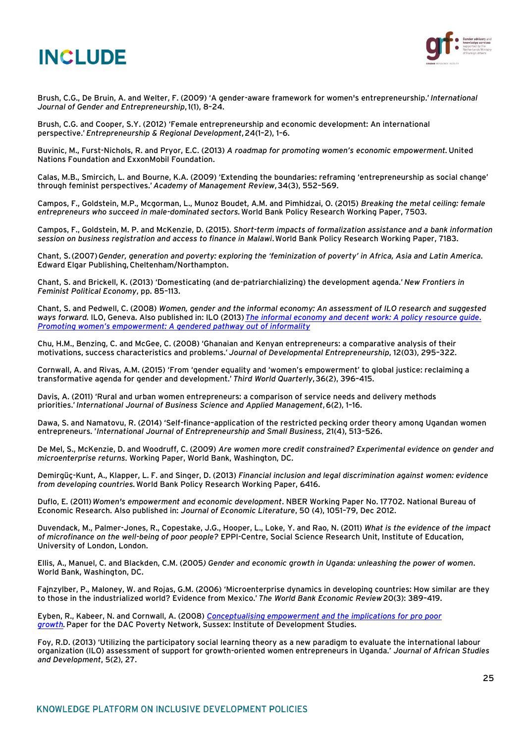Brush, C.G., De Bruin, A. and Welter, F. (2009) 'A gender-aware framework for women's entrepreneurship.' *International Journal of Gender and Entrepreneurship*, 1(1), 8–24.

Brush, C.G. and Cooper, S.Y. (2012) 'Female entrepreneurship and economic development: An international perspective.' *Entrepreneurship & Regional Development*, 24(1–2), 1–6.

Buvinic, M., Furst-Nichols, R. and Pryor, E.C. (2013) *A roadmap for promoting women's economic empowerment.* United Nations Foundation and ExxonMobil Foundation.

Calas, M.B., Smircich, L. and Bourne, K.A. (2009) 'Extending the boundaries: reframing 'entrepreneurship as social change' through feminist perspectives.' *Academy of Management Review*, 34(3), 552–569.

Campos, F., Goldstein, M.P., Mcgorman, L., Munoz Boudet, A.M. and Pimhidzai, O. (2015) *Breaking the metal ceiling: female entrepreneurs who succeed in male-dominated sectors.* World Bank Policy Research Working Paper, 7503.

Campos, F., Goldstein, M. P. and McKenzie, D. (2015). *Short-term impacts of formalization assistance and a bank information session on business registration and access to finance in Malawi.* World Bank Policy Research Working Paper, 7183.

Chant, S. (2007) *Gender, generation and poverty: exploring the 'feminization of poverty' in Africa, Asia and Latin America.* Edward Elgar Publishing, Cheltenham/Northampton.

Chant, S. and Brickell, K. (2013) 'Domesticating (and de-patriarchializing) the development agenda.' *New Frontiers in Feminist Political Economy*, pp. 85–113.

Chant, S. and Pedwell, C. (2008) *Women, gender and the informal economy: An assessment of ILO research and suggested ways forward.* ILO, Geneva. Also published in: ILO (2013) *The informal economy and decent work: A policy resource guide. Promoting women's empowerment: A gendered pathway out of informality*

Chu, H.M., Benzing, C. and McGee, C. (2008) 'Ghanaian and Kenyan entrepreneurs: a comparative analysis of their motivations, success characteristics and problems.' *Journal of Developmental Entrepreneurship*, 12(03), 295–322.

Cornwall, A. and Rivas, A.M. (2015) 'From 'gender equality and 'women's empowerment' to global justice: reclaiming a transformative agenda for gender and development.' *Third World Quarterly*, 36(2), 396–415.

Davis, A. (2011) 'Rural and urban women entrepreneurs: a comparison of service needs and delivery methods priorities.' *International Journal of Business Science and Applied Management*, 6(2), 1–16.

Dawa, S. and Namatovu, R. (2014) 'Self-finance-application of the restricted pecking order theory among Ugandan women entrepreneurs. '*International Journal of Entrepreneurship and Small Business*, 21(4), 513–526.

De Mel, S., McKenzie, D. and Woodruff, C. (2009) *Are women more credit constrained? Experimental evidence on gender and microenterprise returns.* Working Paper, World Bank, Washington, DC.

Demirgüç-Kunt, A., Klapper, L. F. and Singer, D. (2013) *Financial inclusion and legal discrimination against women: evidence from developing countries.* World Bank Policy Research Working Paper, 6416.

Duflo, E. (2011) *Women's empowerment and economic development*. NBER Working Paper No. 17702. National Bureau of Economic Research. Also published in: *Journal of Economic Literature*, 50 (4), 1051–79, Dec 2012.

Duvendack, M., Palmer-Jones, R., Copestake, J.G., Hooper, L., Loke, Y. and Rao, N. (2011) *What is the evidence of the impact of microfinance on the well-being of poor people?* EPPI-Centre, Social Science Research Unit, Institute of Education, University of London, London.

Ellis, A., Manuel, C. and Blackden, C.M. (2005*) Gender and economic growth in Uganda: unleashing the power of women*. World Bank, Washington, DC.

Fajnzylber, P., Maloney, W. and Rojas, G.M. (2006) 'Microenterprise dynamics in developing countries: How similar are they to those in the industrialized world? Evidence from Mexico.' *The World Bank Economic Review* 20(3): 389–419.

Eyben, R., Kabeer, N. and Cornwall, A. (2008) Conceptualising empowerment and the implications for pro poor growth. Paper for the DAC Poverty Network, Sussex: Institute of Development Studies.

Foy, R.D. (2013) 'Utilizing the participatory social learning theory as a new paradigm to evaluate the international labour organization (ILO) assessment of support for growth-oriented women entrepreneurs in Uganda.' *Journal of African Studies and Development*, 5(2), 27.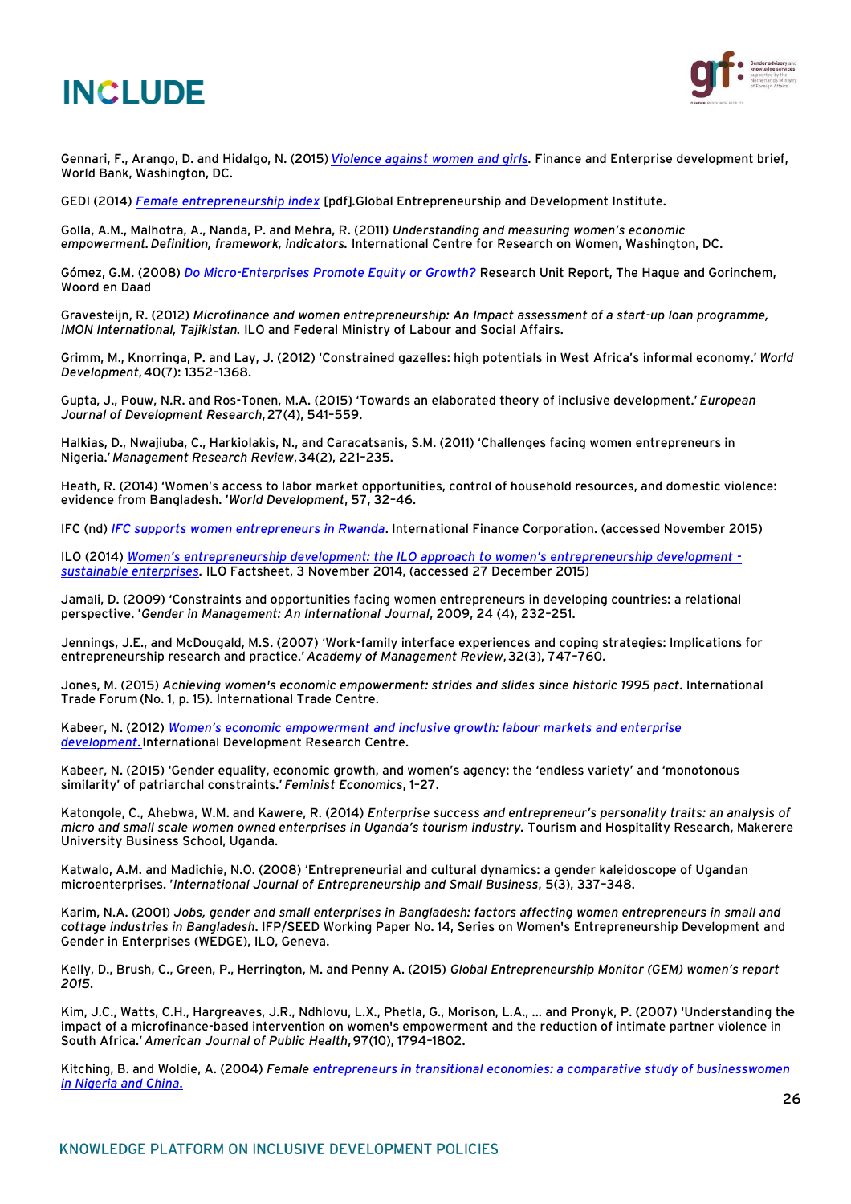Gennari, F., Arango, D. and Hidalgo, N. (2015) *Violence against women and girls.* Finance and Enterprise development brief, World Bank, Washington, DC.

GEDI (2014) *Female entrepreneurship index* [pdf].Global Entrepreneurship and Development Institute.

Golla, A.M., Malhotra, A., Nanda, P. and Mehra, R. (2011) *Understanding and measuring women's economic empowerment. Definition, framework, indicators.* International Centre for Research on Women, Washington, DC.

Gómez, G.M. (2008) *Do Micro-Enterprises Promote Equity or Growth?* Research Unit Report, The Hague and Gorinchem, Woord en Daad

Gravesteijn, R. (2012) *Microfinance and women entrepreneurship: An Impact assessment of a start-up loan programme, IMON International, Tajikistan.* ILO and Federal Ministry of Labour and Social Affairs.

Grimm, M., Knorringa, P. and Lay, J. (2012) 'Constrained gazelles: high potentials in West Africa's informal economy.' *World Development*, 40(7): 1352–1368.

Gupta, J., Pouw, N.R. and Ros-Tonen, M.A. (2015) 'Towards an elaborated theory of inclusive development.' *European Journal of Development Research*, 27(4), 541–559.

Halkias, D., Nwajiuba, C., Harkiolakis, N., and Caracatsanis, S.M. (2011) 'Challenges facing women entrepreneurs in Nigeria.' *Management Research Review*, 34(2), 221–235.

Heath, R. (2014) 'Women's access to labor market opportunities, control of household resources, and domestic violence: evidence from Bangladesh. '*World Development*, 57, 32–46.

IFC (nd) *IFC supports women entrepreneurs in Rwanda*. International Finance Corporation. (accessed November 2015)

ILO (2014) *Women's entrepreneurship development: the ILO approach to women's entrepreneurship development - sustainable enterprises.* ILO Factsheet, 3 November 2014, (accessed 27 December 2015)

Jamali, D. (2009) 'Constraints and opportunities facing women entrepreneurs in developing countries: a relational perspective. '*Gender in Management: An International Journal*, 2009, 24 (4), 232–251.

Jennings, J.E., and McDougald, M.S. (2007) 'Work-family interface experiences and coping strategies: Implications for entrepreneurship research and practice.' *Academy of Management Review*, 32(3), 747–760.

Jones, M. (2015) *Achieving women's economic empowerment: strides and slides since historic 1995 pact*. International Trade Forum (No. 1, p. 15). International Trade Centre.

Kabeer, N. (2012) *Women's economic empowerment and inclusive growth: labour markets and enterprise development.* International Development Research Centre.

Kabeer, N. (2015) 'Gender equality, economic growth, and women's agency: the 'endless variety' and 'monotonous similarity' of patriarchal constraints.' *Feminist Economics*, 1–27.

Katongole, C., Ahebwa, W.M. and Kawere, R. (2014) *Enterprise success and entrepreneur's personality traits: an analysis of micro and small scale women owned enterprises in Uganda's tourism industry.* Tourism and Hospitality Research, Makerere University Business School, Uganda.

Katwalo, A.M. and Madichie, N.O. (2008) 'Entrepreneurial and cultural dynamics: a gender kaleidoscope of Ugandan microenterprises. '*International Journal of Entrepreneurship and Small Business*, 5(3), 337–348.

Karim, N.A. (2001) *Jobs, gender and small enterprises in Bangladesh: factors affecting women entrepreneurs in small and cottage industries in Bangladesh.* IFP/SEED Working Paper No. 14, Series on Women's Entrepreneurship Development and Gender in Enterprises (WEDGE), ILO, Geneva.

Kelly, D., Brush, C., Green, P., Herrington, M. and Penny A. (2015) *Global Entrepreneurship Monitor (GEM) women's report 2015.*

Kim, J.C., Watts, C.H., Hargreaves, J.R., Ndhlovu, L.X., Phetla, G., Morison, L.A., ... and Pronyk, P. (2007) 'Understanding the impact of a microfinance-based intervention on women's empowerment and the reduction of intimate partner violence in South Africa.' *American Journal of Public Health*, 97(10), 1794–1802.

Kitching, B. and Woldie, A. (2004) *Female entrepreneurs in transitional economies: a comparative study of businesswomen in Nigeria and China.*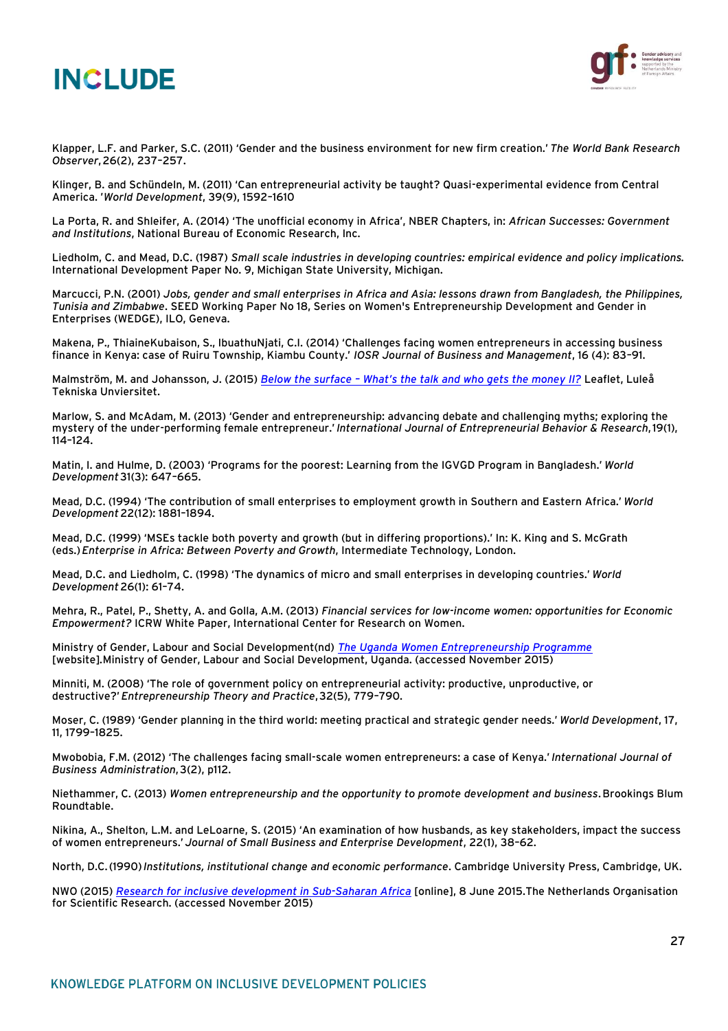Klapper, L.F. and Parker, S.C. (2011) 'Gender and the business environment for new firm creation.' *The World Bank Research Observer*, 26(2), 237–257.

Klinger, B. and Schündeln, M. (2011) 'Can entrepreneurial activity be taught? Quasi-experimental evidence from Central America. '*World Development*, 39(9), 1592–1610

La Porta, R. and Shleifer, A. (2014) 'The unofficial economy in Africa', NBER Chapters, in: *African Successes: Government and Institutions*, National Bureau of Economic Research, Inc.

Liedholm, C. and Mead, D.C. (1987) *Small scale industries in developing countries: empirical evidence and policy implications.* International Development Paper No. 9, Michigan State University, Michigan.

Marcucci, P.N. (2001) *Jobs, gender and small enterprises in Africa and Asia: lessons drawn from Bangladesh, the Philippines, Tunisia and Zimbabwe*. SEED Working Paper No 18, Series on Women's Entrepreneurship Development and Gender in Enterprises (WEDGE), ILO, Geneva.

Makena, P., ThiaineKubaison, S., IbuathuNjati, C.I. (2014) 'Challenges facing women entrepreneurs in accessing business finance in Kenya: case of Ruiru Township, Kiambu County.' *IOSR Journal of Business and Management*, 16 (4): 83–91.

Malmström, M. and Johansson, J. (2015) *Below the surface – What's the talk and who gets the money II?* Leaflet, Luleå Tekniska Unviersitet.

Marlow, S. and McAdam, M. (2013) 'Gender and entrepreneurship: advancing debate and challenging myths; exploring the mystery of the under-performing female entrepreneur.' *International Journal of Entrepreneurial Behavior & Research*, 19(1), 114–124.

Matin, I. and Hulme, D. (2003) 'Programs for the poorest: Learning from the IGVGD Program in Bangladesh.' *World Development* 31(3): 647–665.

Mead, D.C. (1994) 'The contribution of small enterprises to employment growth in Southern and Eastern Africa.' *World Development* 22(12): 1881–1894.

Mead, D.C. (1999) 'MSEs tackle both poverty and growth (but in differing proportions).' In: K. King and S. McGrath (eds.) *Enterprise in Africa: Between Poverty and Growth*, Intermediate Technology, London.

Mead, D.C. and Liedholm, C. (1998) 'The dynamics of micro and small enterprises in developing countries.' *World Development* 26(1): 61–74.

Mehra, R., Patel, P., Shetty, A. and Golla, A.M. (2013) *Financial services for low-income women: opportunities for Economic Empowerment?* ICRW White Paper, International Center for Research on Women.

Ministry of Gender, Labour and Social Development(nd) *The Uganda Women Entrepreneurship Programme* [website].Ministry of Gender, Labour and Social Development, Uganda. (accessed November 2015)

Minniti, M. (2008) 'The role of government policy on entrepreneurial activity: productive, unproductive, or destructive?' *Entrepreneurship Theory and Practice*, 32(5), 779–790.

Moser, C. (1989) 'Gender planning in the third world: meeting practical and strategic gender needs.' *World Development*, 17, 11, 1799–1825.

Mwobobia, F.M. (2012) 'The challenges facing small-scale women entrepreneurs: a case of Kenya.' *International Journal of Business Administration*, 3(2), p112.

Niethammer, C. (2013) *Women entrepreneurship and the opportunity to promote development and business.* Brookings Blum Roundtable.

Nikina, A., Shelton, L.M. and LeLoarne, S. (2015) 'An examination of how husbands, as key stakeholders, impact the success of women entrepreneurs.' *Journal of Small Business and Enterprise Development*, 22(1), 38–62.

North, D.C. (1990) *Institutions, institutional change and economic performance*. Cambridge University Press, Cambridge, UK.

NWO (2015) *Research for inclusive development in Sub-Saharan Africa* [online], 8 June 2015.The Netherlands Organisation for Scientific Research. (accessed November 2015)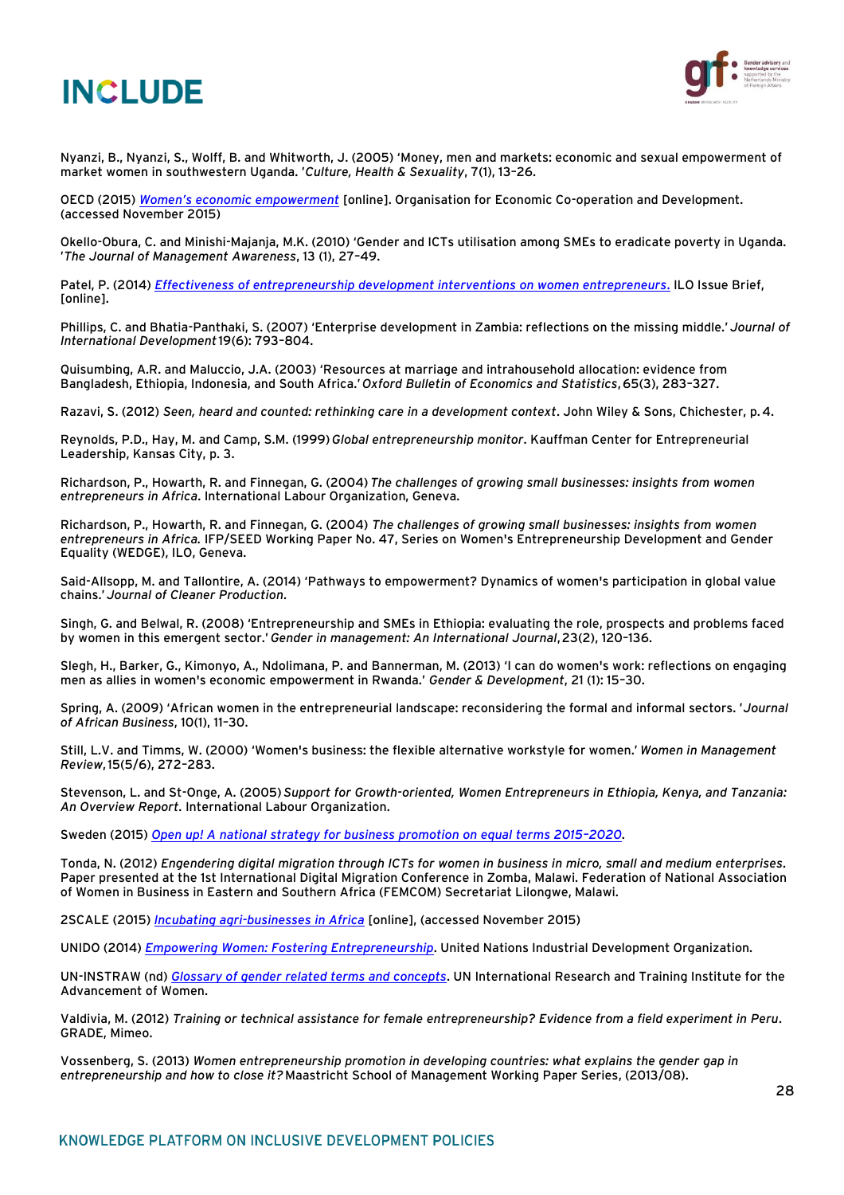Nyanzi, B., Nyanzi, S., Wolff, B. and Whitworth, J. (2005) 'Money, men and markets: economic and sexual empowerment of market women in southwestern Uganda. '*Culture, Health & Sexuality*, 7(1), 13–26.

OECD (2015) *Women's economic empowerment* [online]. Organisation for Economic Co-operation and Development. (accessed November 2015)

Okello-Obura, C. and Minishi-Majanja, M.K. (2010) 'Gender and ICTs utilisation among SMEs to eradicate poverty in Uganda. '*The Journal of Management Awareness*, 13 (1), 27–49.

Patel, P. (2014) *Effectiveness of entrepreneurship development interventions on women entrepreneurs.* ILO Issue Brief, [online].

Phillips, C. and Bhatia-Panthaki, S. (2007) 'Enterprise development in Zambia: reflections on the missing middle.' *Journal of International Development* 19(6): 793–804.

Quisumbing, A.R. and Maluccio, J.A. (2003) 'Resources at marriage and intrahousehold allocation: evidence from Bangladesh, Ethiopia, Indonesia, and South Africa.' *Oxford Bulletin of Economics and Statistics*, 65(3), 283–327.

Razavi, S. (2012) *Seen, heard and counted: rethinking care in a development context*. John Wiley & Sons, Chichester, p. 4.

Reynolds, P.D., Hay, M. and Camp, S.M. (1999) *Global entrepreneurship monitor*. Kauffman Center for Entrepreneurial Leadership, Kansas City, p. 3.

Richardson, P., Howarth, R. and Finnegan, G. (2004) *The challenges of growing small businesses: insights from women entrepreneurs in Africa*. International Labour Organization, Geneva.

Richardson, P., Howarth, R. and Finnegan, G. (2004) *The challenges of growing small businesses: insights from women entrepreneurs in Africa.* IFP/SEED Working Paper No. 47, Series on Women's Entrepreneurship Development and Gender Equality (WEDGE), ILO, Geneva.

Said-Allsopp, M. and Tallontire, A. (2014) 'Pathways to empowerment? Dynamics of women's participation in global value chains.' *Journal of Cleaner Production*.

Singh, G. and Belwal, R. (2008) 'Entrepreneurship and SMEs in Ethiopia: evaluating the role, prospects and problems faced by women in this emergent sector.' *Gender in management: An International Journal*, 23(2), 120–136.

Slegh, H., Barker, G., Kimonyo, A., Ndolimana, P. and Bannerman, M. (2013) 'I can do women's work: reflections on engaging men as allies in women's economic empowerment in Rwanda.' *Gender & Development*, 21 (1): 15–30.

Spring, A. (2009) 'African women in the entrepreneurial landscape: reconsidering the formal and informal sectors. '*Journal of African Business*, 10(1), 11–30.

Still, L.V. and Timms, W. (2000) 'Women's business: the flexible alternative workstyle for women.' *Women in Management Review*, 15(5/6), 272–283.

Stevenson, L. and St-Onge, A. (2005) *Support for Growth-oriented, Women Entrepreneurs in Ethiopia, Kenya, and Tanzania: An Overview Report.* International Labour Organization.

Sweden (2015) *Open up! A national strategy for business promotion on equal terms 2015–2020*.

Tonda, N. (2012) *Engendering digital migration through ICTs for women in business in micro, small and medium enterprises*. Paper presented at the 1st International Digital Migration Conference in Zomba, Malawi. Federation of National Association of Women in Business in Eastern and Southern Africa (FEMCOM) Secretariat Lilongwe, Malawi.

2SCALE (2015) *Incubating agri-businesses in Africa* [online], (accessed November 2015)

UNIDO (2014) *Empowering Women: Fostering Entrepreneurship*. United Nations Industrial Development Organization.

UN-INSTRAW (nd) *Glossary of gender related terms and concepts*. UN International Research and Training Institute for the Advancement of Women.

Valdivia, M. (2012) *Training or technical assistance for female entrepreneurship? Evidence from a field experiment in Peru*. GRADE, Mimeo.

Vossenberg, S. (2013) *Women entrepreneurship promotion in developing countries: what explains the gender gap in entrepreneurship and how to close it?* Maastricht School of Management Working Paper Series, (2013/08).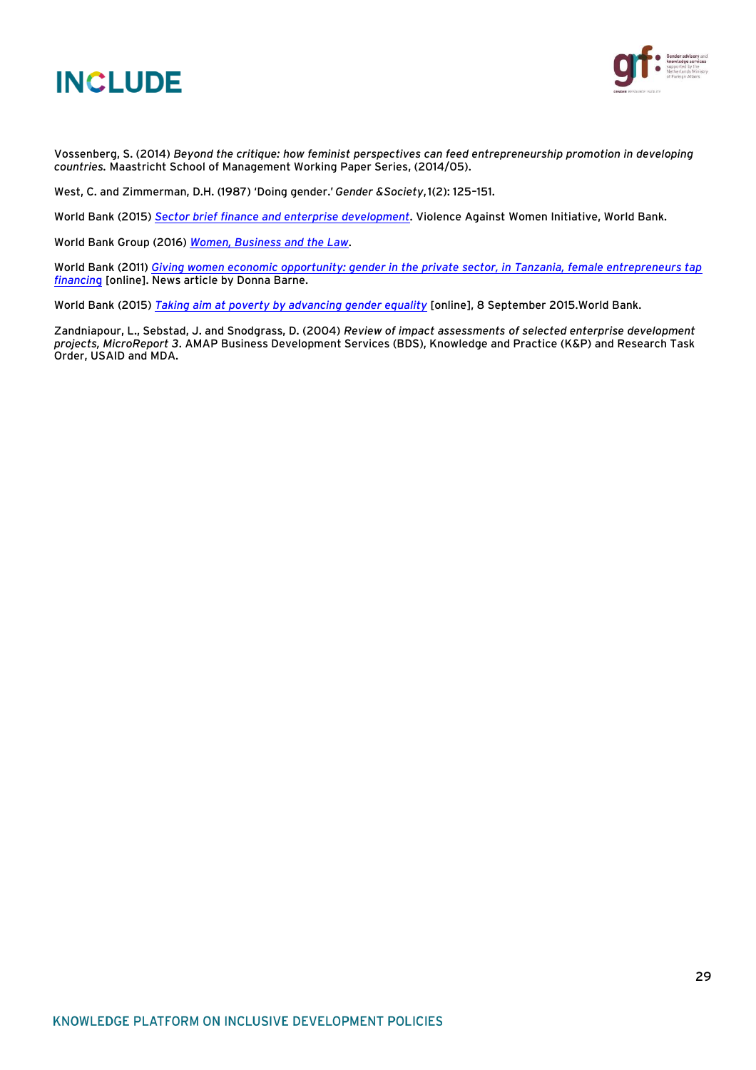Vossenberg, S. (2014) *Beyond the critique: how feminist perspectives can feed entrepreneurship promotion in developing countries.* Maastricht School of Management Working Paper Series, (2014/05).

West, C. and Zimmerman, D.H. (1987) 'Doing gender.' *Gender &Society*, 1(2): 125–151.

World Bank (2015) *Sector brief finance and enterprise development*. Violence Against Women Initiative, World Bank.

World Bank Group (2016) *Women, Business and the Law*.

World Bank (2011) *Giving women economic opportunity: gender in the private sector, in Tanzania, female entrepreneurs tap financing* [online]. News article by Donna Barne.

World Bank (2015) *Taking aim at poverty by advancing gender equality* [online], 8 September 2015.World Bank.

Zandniapour, L., Sebstad, J. and Snodgrass, D. (2004) *Review of impact assessments of selected enterprise development projects, MicroReport 3.* AMAP Business Development Services (BDS), Knowledge and Practice (K&P) and Research Task Order, USAID and MDA.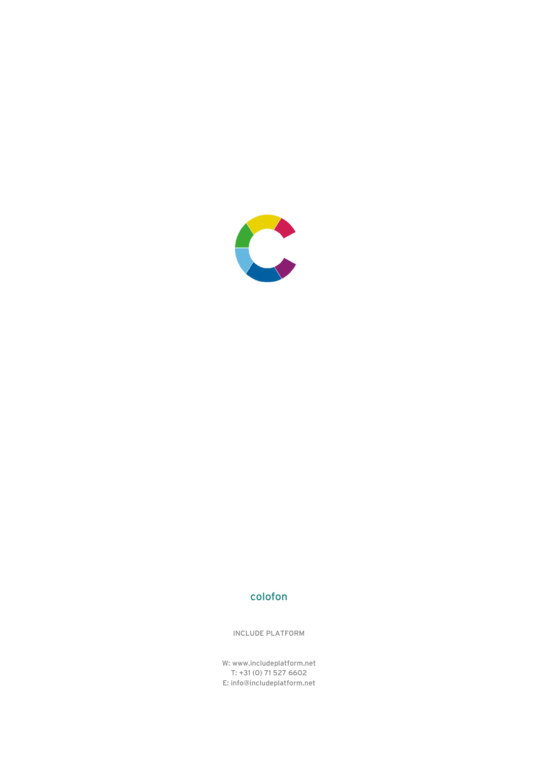## colofon

INCLUDE PLATFORM

W: www.includeplatform.net
T: +31 (0) 71 527 6602
E: info@includeplatform.net